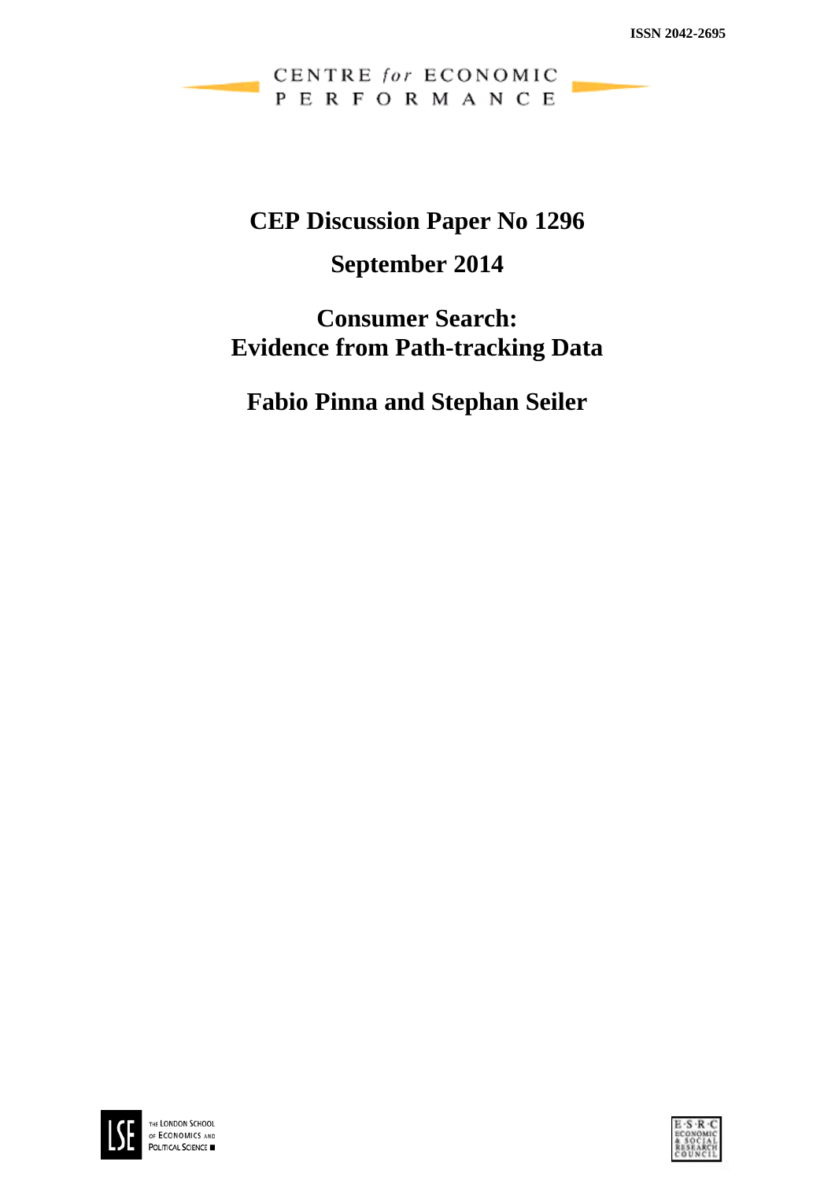ISSN 2042-2695

CENTRE *for* ECONOMIC PERFORMANCE

# CEP Discussion Paper No 1296

## September 2014

# Consumer Search: Evidence from Path-tracking Data

## Fabio Pinna and Stephan Seiler

THE LONDON SCHOOL OF ECONOMICS AND POLITICAL SCIENCE

ESRC ECONOMIC & SOCIAL RESEARCH COUNCIL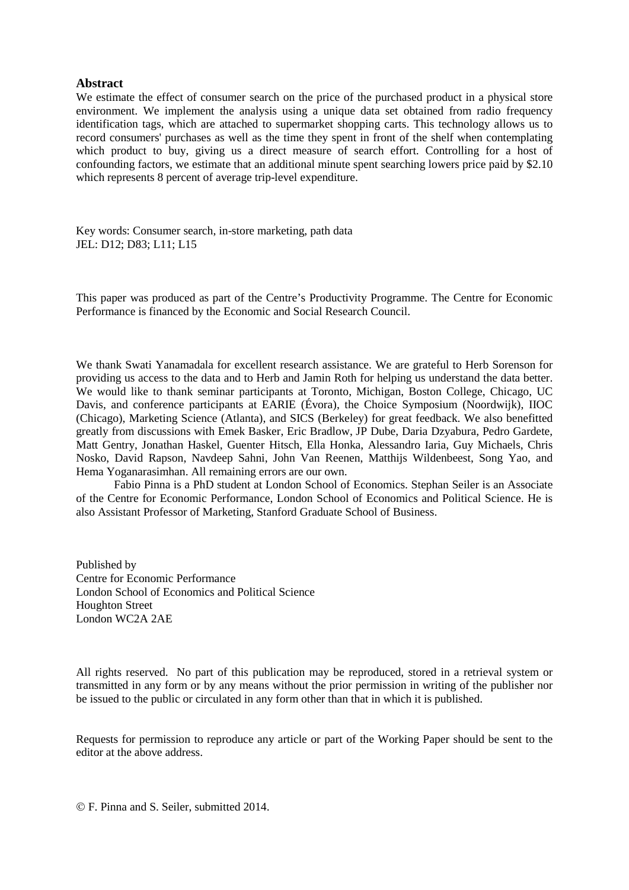## Abstract

We estimate the effect of consumer search on the price of the purchased product in a physical store environment. We implement the analysis using a unique data set obtained from radio frequency identification tags, which are attached to supermarket shopping carts. This technology allows us to record consumers' purchases as well as the time they spent in front of the shelf when contemplating which product to buy, giving us a direct measure of search effort. Controlling for a host of confounding factors, we estimate that an additional minute spent searching lowers price paid by $2.10 which represents 8 percent of average trip-level expenditure.

Key words: Consumer search, in-store marketing, path data
JEL: D12; D83; L11; L15

This paper was produced as part of the Centre's Productivity Programme. The Centre for Economic Performance is financed by the Economic and Social Research Council.

We thank Swati Yanamadala for excellent research assistance. We are grateful to Herb Sorenson for providing us access to the data and to Herb and Jamin Roth for helping us understand the data better. We would like to thank seminar participants at Toronto, Michigan, Boston College, Chicago, UC Davis, and conference participants at EARIE (Évora), the Choice Symposium (Noordwijk), IIOC (Chicago), Marketing Science (Atlanta), and SICS (Berkeley) for great feedback. We also benefitted greatly from discussions with Emek Basker, Eric Bradlow, JP Dube, Daria Dzyabura, Pedro Gardete, Matt Gentry, Jonathan Haskel, Guenter Hitsch, Ella Honka, Alessandro Iaria, Guy Michaels, Chris Nosko, David Rapson, Navdeep Sahni, John Van Reenen, Matthijs Wildenbeest, Song Yao, and Hema Yoganarasimhan. All remaining errors are our own.

Fabio Pinna is a PhD student at London School of Economics. Stephan Seiler is an Associate of the Centre for Economic Performance, London School of Economics and Political Science. He is also Assistant Professor of Marketing, Stanford Graduate School of Business.

Published by
Centre for Economic Performance
London School of Economics and Political Science
Houghton Street
London WC2A 2AE

All rights reserved. No part of this publication may be reproduced, stored in a retrieval system or transmitted in any form or by any means without the prior permission in writing of the publisher nor be issued to the public or circulated in any form other than that in which it is published.

Requests for permission to reproduce any article or part of the Working Paper should be sent to the editor at the above address.

© F. Pinna and S. Seiler, submitted 2014.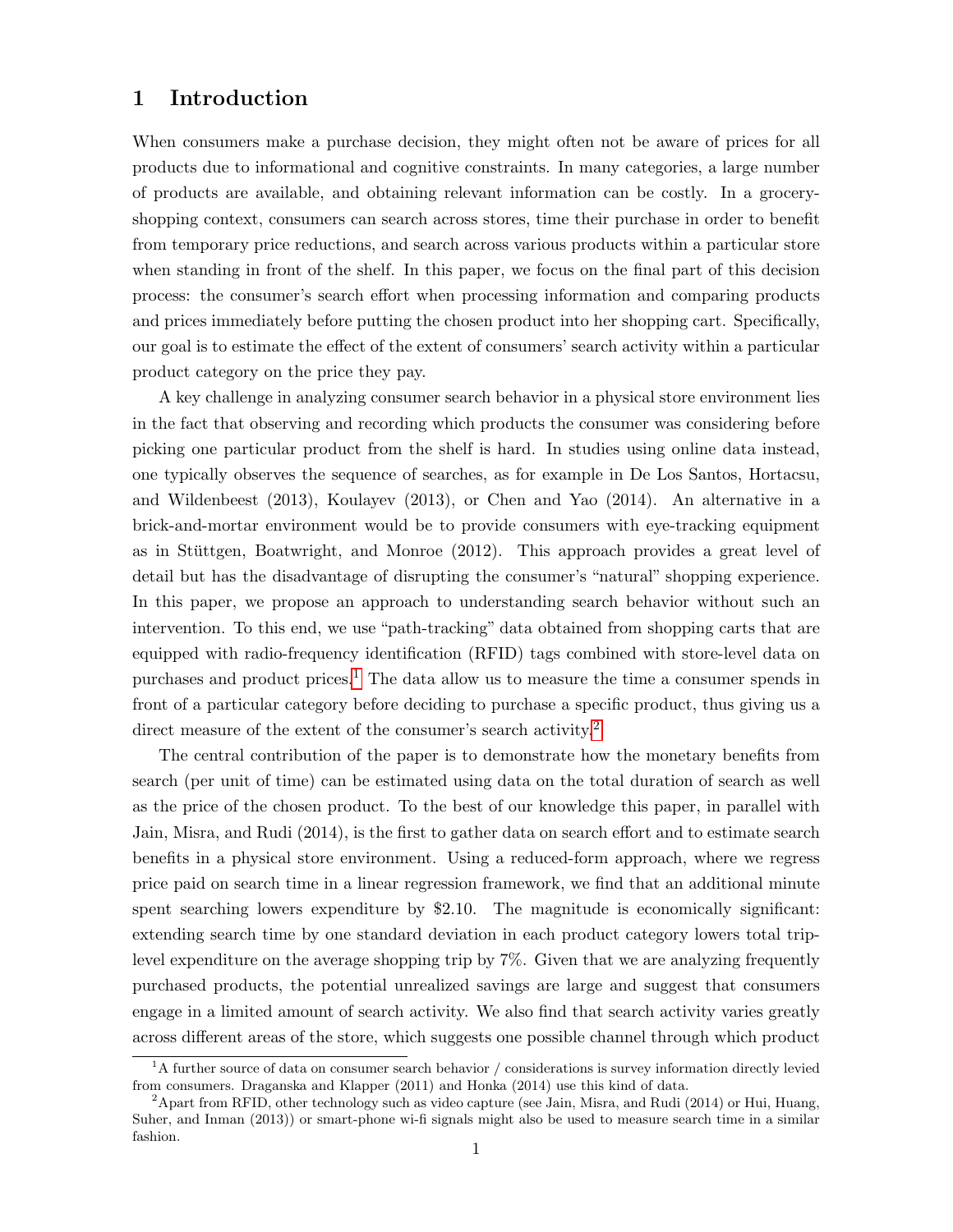# 1 Introduction

When consumers make a purchase decision, they might often not be aware of prices for all products due to informational and cognitive constraints. In many categories, a large number of products are available, and obtaining relevant information can be costly. In a grocery-shopping context, consumers can search across stores, time their purchase in order to benefit from temporary price reductions, and search across various products within a particular store when standing in front of the shelf. In this paper, we focus on the final part of this decision process: the consumer's search effort when processing information and comparing products and prices immediately before putting the chosen product into her shopping cart. Specifically, our goal is to estimate the effect of the extent of consumers' search activity within a particular product category on the price they pay.

A key challenge in analyzing consumer search behavior in a physical store environment lies in the fact that observing and recording which products the consumer was considering before picking one particular product from the shelf is hard. In studies using online data instead, one typically observes the sequence of searches, as for example in De Los Santos, Hortacsu, and Wildenbeest (2013), Koulayev (2013), or Chen and Yao (2014). An alternative in a brick-and-mortar environment would be to provide consumers with eye-tracking equipment as in Stüttgen, Boatwright, and Monroe (2012). This approach provides a great level of detail but has the disadvantage of disrupting the consumer's "natural" shopping experience. In this paper, we propose an approach to understanding search behavior without such an intervention. To this end, we use "path-tracking" data obtained from shopping carts that are equipped with radio-frequency identification (RFID) tags combined with store-level data on purchases and product prices.[1] The data allow us to measure the time a consumer spends in front of a particular category before deciding to purchase a specific product, thus giving us a direct measure of the extent of the consumer's search activity.[2]

The central contribution of the paper is to demonstrate how the monetary benefits from search (per unit of time) can be estimated using data on the total duration of search as well as the price of the chosen product. To the best of our knowledge this paper, in parallel with Jain, Misra, and Rudi (2014), is the first to gather data on search effort and to estimate search benefits in a physical store environment. Using a reduced-form approach, where we regress price paid on search time in a linear regression framework, we find that an additional minute spent searching lowers expenditure by \$2.10. The magnitude is economically significant: extending search time by one standard deviation in each product category lowers total trip-level expenditure on the average shopping trip by 7%. Given that we are analyzing frequently purchased products, the potential unrealized savings are large and suggest that consumers engage in a limited amount of search activity. We also find that search activity varies greatly across different areas of the store, which suggests one possible channel through which product

[1] A further source of data on consumer search behavior / considerations is survey information directly levied from consumers. Draganska and Klapper (2011) and Honka (2014) use this kind of data.

[2] Apart from RFID, other technology such as video capture (see Jain, Misra, and Rudi (2014) or Hui, Huang, Suher, and Inman (2013)) or smart-phone wi-fi signals might also be used to measure search time in a similar fashion.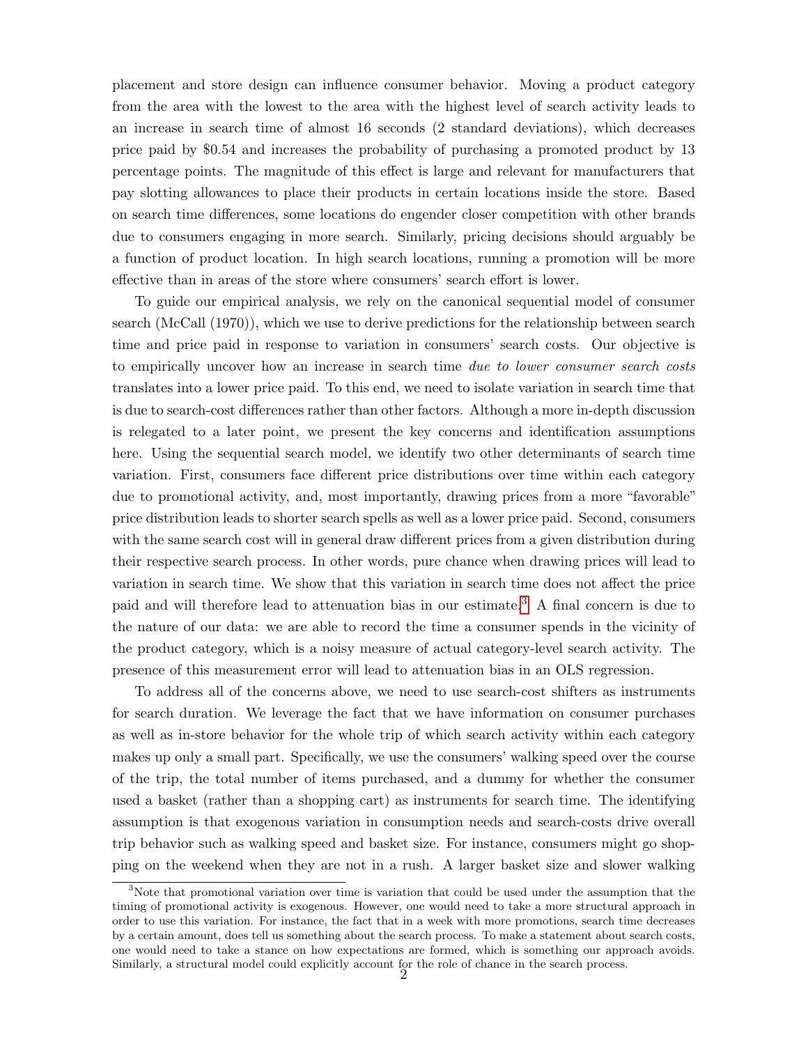placement and store design can influence consumer behavior. Moving a product category from the area with the lowest to the area with the highest level of search activity leads to an increase in search time of almost 16 seconds (2 standard deviations), which decreases price paid by $0.54 and increases the probability of purchasing a promoted product by 13 percentage points. The magnitude of this effect is large and relevant for manufacturers that pay slotting allowances to place their products in certain locations inside the store. Based on search time differences, some locations do engender closer competition with other brands due to consumers engaging in more search. Similarly, pricing decisions should arguably be a function of product location. In high search locations, running a promotion will be more effective than in areas of the store where consumers' search effort is lower.

To guide our empirical analysis, we rely on the canonical sequential model of consumer search (McCall (1970)), which we use to derive predictions for the relationship between search time and price paid in response to variation in consumers' search costs. Our objective is to empirically uncover how an increase in search time *due to lower consumer search costs* translates into a lower price paid. To this end, we need to isolate variation in search time that is due to search-cost differences rather than other factors. Although a more in-depth discussion is relegated to a later point, we present the key concerns and identification assumptions here. Using the sequential search model, we identify two other determinants of search time variation. First, consumers face different price distributions over time within each category due to promotional activity, and, most importantly, drawing prices from a more "favorable" price distribution leads to shorter search spells as well as a lower price paid. Second, consumers with the same search cost will in general draw different prices from a given distribution during their respective search process. In other words, pure chance when drawing prices will lead to variation in search time. We show that this variation in search time does not affect the price paid and will therefore lead to attenuation bias in our estimate.[3] A final concern is due to the nature of our data: we are able to record the time a consumer spends in the vicinity of the product category, which is a noisy measure of actual category-level search activity. The presence of this measurement error will lead to attenuation bias in an OLS regression.

To address all of the concerns above, we need to use search-cost shifters as instruments for search duration. We leverage the fact that we have information on consumer purchases as well as in-store behavior for the whole trip of which search activity within each category makes up only a small part. Specifically, we use the consumers' walking speed over the course of the trip, the total number of items purchased, and a dummy for whether the consumer used a basket (rather than a shopping cart) as instruments for search time. The identifying assumption is that exogenous variation in consumption needs and search-costs drive overall trip behavior such as walking speed and basket size. For instance, consumers might go shopping on the weekend when they are not in a rush. A larger basket size and slower walking

[3] Note that promotional variation over time is variation that could be used under the assumption that the timing of promotional activity is exogenous. However, one would need to take a more structural approach in order to use this variation. For instance, the fact that in a week with more promotions, search time decreases by a certain amount, does tell us something about the search process. To make a statement about search costs, one would need to take a stance on how expectations are formed, which is something our approach avoids. Similarly, a structural model could explicitly account for the role of chance in the search process.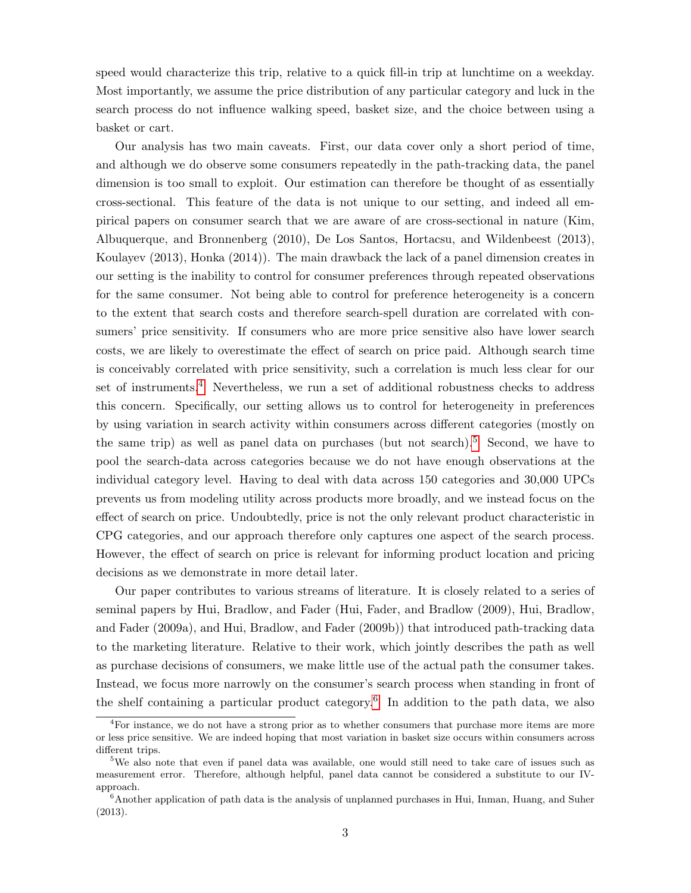speed would characterize this trip, relative to a quick fill-in trip at lunchtime on a weekday. Most importantly, we assume the price distribution of any particular category and luck in the search process do not influence walking speed, basket size, and the choice between using a basket or cart.

Our analysis has two main caveats. First, our data cover only a short period of time, and although we do observe some consumers repeatedly in the path-tracking data, the panel dimension is too small to exploit. Our estimation can therefore be thought of as essentially cross-sectional. This feature of the data is not unique to our setting, and indeed all empirical papers on consumer search that we are aware of are cross-sectional in nature (Kim, Albuquerque, and Bronnenberg (2010), De Los Santos, Hortacsu, and Wildenbeest (2013), Koulayev (2013), Honka (2014)). The main drawback the lack of a panel dimension creates in our setting is the inability to control for consumer preferences through repeated observations for the same consumer. Not being able to control for preference heterogeneity is a concern to the extent that search costs and therefore search-spell duration are correlated with consumers' price sensitivity. If consumers who are more price sensitive also have lower search costs, we are likely to overestimate the effect of search on price paid. Although search time is conceivably correlated with price sensitivity, such a correlation is much less clear for our set of instruments.[4] Nevertheless, we run a set of additional robustness checks to address this concern. Specifically, our setting allows us to control for heterogeneity in preferences by using variation in search activity within consumers across different categories (mostly on the same trip) as well as panel data on purchases (but not search).[5] Second, we have to pool the search-data across categories because we do not have enough observations at the individual category level. Having to deal with data across 150 categories and 30,000 UPCs prevents us from modeling utility across products more broadly, and we instead focus on the effect of search on price. Undoubtedly, price is not the only relevant product characteristic in CPG categories, and our approach therefore only captures one aspect of the search process. However, the effect of search on price is relevant for informing product location and pricing decisions as we demonstrate in more detail later.

Our paper contributes to various streams of literature. It is closely related to a series of seminal papers by Hui, Bradlow, and Fader (Hui, Fader, and Bradlow (2009), Hui, Bradlow, and Fader (2009a), and Hui, Bradlow, and Fader (2009b)) that introduced path-tracking data to the marketing literature. Relative to their work, which jointly describes the path as well as purchase decisions of consumers, we make little use of the actual path the consumer takes. Instead, we focus more narrowly on the consumer's search process when standing in front of the shelf containing a particular product category.[6] In addition to the path data, we also

[4] For instance, we do not have a strong prior as to whether consumers that purchase more items are more or less price sensitive. We are indeed hoping that most variation in basket size occurs within consumers across different trips.

[5] We also note that even if panel data was available, one would still need to take care of issues such as measurement error. Therefore, although helpful, panel data cannot be considered a substitute to our IV-approach.

[6] Another application of path data is the analysis of unplanned purchases in Hui, Inman, Huang, and Suher (2013).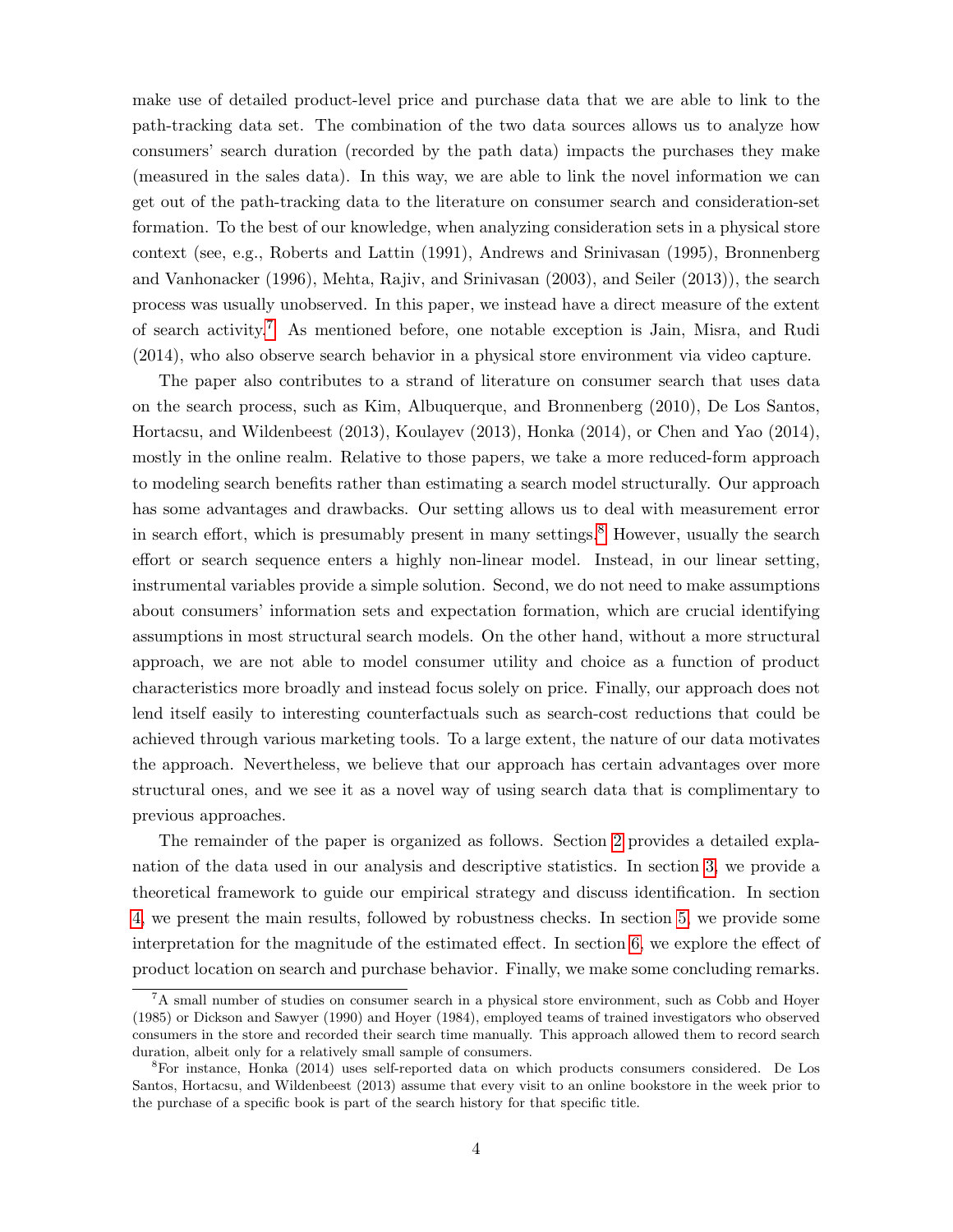make use of detailed product-level price and purchase data that we are able to link to the path-tracking data set. The combination of the two data sources allows us to analyze how consumers' search duration (recorded by the path data) impacts the purchases they make (measured in the sales data). In this way, we are able to link the novel information we can get out of the path-tracking data to the literature on consumer search and consideration-set formation. To the best of our knowledge, when analyzing consideration sets in a physical store context (see, e.g., Roberts and Lattin (1991), Andrews and Srinivasan (1995), Bronnenberg and Vanhonacker (1996), Mehta, Rajiv, and Srinivasan (2003), and Seiler (2013)), the search process was usually unobserved. In this paper, we instead have a direct measure of the extent of search activity.[7] As mentioned before, one notable exception is Jain, Misra, and Rudi (2014), who also observe search behavior in a physical store environment via video capture.

The paper also contributes to a strand of literature on consumer search that uses data on the search process, such as Kim, Albuquerque, and Bronnenberg (2010), De Los Santos, Hortacsu, and Wildenbeest (2013), Koulayev (2013), Honka (2014), or Chen and Yao (2014), mostly in the online realm. Relative to those papers, we take a more reduced-form approach to modeling search benefits rather than estimating a search model structurally. Our approach has some advantages and drawbacks. Our setting allows us to deal with measurement error in search effort, which is presumably present in many settings.[8] However, usually the search effort or search sequence enters a highly non-linear model. Instead, in our linear setting, instrumental variables provide a simple solution. Second, we do not need to make assumptions about consumers' information sets and expectation formation, which are crucial identifying assumptions in most structural search models. On the other hand, without a more structural approach, we are not able to model consumer utility and choice as a function of product characteristics more broadly and instead focus solely on price. Finally, our approach does not lend itself easily to interesting counterfactuals such as search-cost reductions that could be achieved through various marketing tools. To a large extent, the nature of our data motivates the approach. Nevertheless, we believe that our approach has certain advantages over more structural ones, and we see it as a novel way of using search data that is complimentary to previous approaches.

The remainder of the paper is organized as follows. Section 2 provides a detailed explanation of the data used in our analysis and descriptive statistics. In section 3, we provide a theoretical framework to guide our empirical strategy and discuss identification. In section 4, we present the main results, followed by robustness checks. In section 5, we provide some interpretation for the magnitude of the estimated effect. In section 6, we explore the effect of product location on search and purchase behavior. Finally, we make some concluding remarks.

---

[7] A small number of studies on consumer search in a physical store environment, such as Cobb and Hoyer (1985) or Dickson and Sawyer (1990) and Hoyer (1984), employed teams of trained investigators who observed consumers in the store and recorded their search time manually. This approach allowed them to record search duration, albeit only for a relatively small sample of consumers.

[8] For instance, Honka (2014) uses self-reported data on which products consumers considered. De Los Santos, Hortacsu, and Wildenbeest (2013) assume that every visit to an online bookstore in the week prior to the purchase of a specific book is part of the search history for that specific title.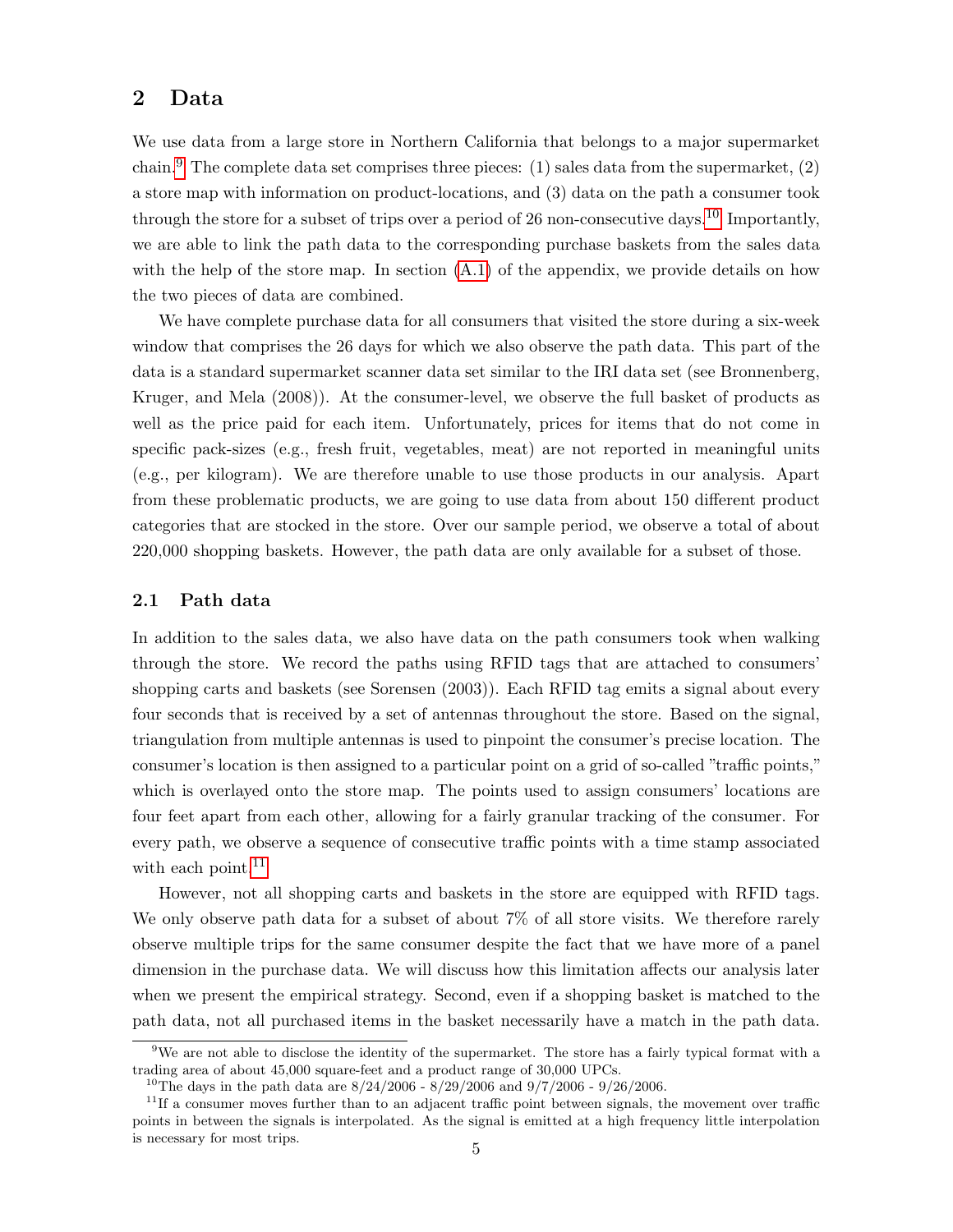## 2 Data

We use data from a large store in Northern California that belongs to a major supermarket chain.[9] The complete data set comprises three pieces: (1) sales data from the supermarket, (2) a store map with information on product-locations, and (3) data on the path a consumer took through the store for a subset of trips over a period of 26 non-consecutive days.[10] Importantly, we are able to link the path data to the corresponding purchase baskets from the sales data with the help of the store map. In section (A.1) of the appendix, we provide details on how the two pieces of data are combined.

We have complete purchase data for all consumers that visited the store during a six-week window that comprises the 26 days for which we also observe the path data. This part of the data is a standard supermarket scanner data set similar to the IRI data set (see Bronnenberg, Kruger, and Mela (2008)). At the consumer-level, we observe the full basket of products as well as the price paid for each item. Unfortunately, prices for items that do not come in specific pack-sizes (e.g., fresh fruit, vegetables, meat) are not reported in meaningful units (e.g., per kilogram). We are therefore unable to use those products in our analysis. Apart from these problematic products, we are going to use data from about 150 different product categories that are stocked in the store. Over our sample period, we observe a total of about 220,000 shopping baskets. However, the path data are only available for a subset of those.

### 2.1 Path data

In addition to the sales data, we also have data on the path consumers took when walking through the store. We record the paths using RFID tags that are attached to consumers' shopping carts and baskets (see Sorensen (2003)). Each RFID tag emits a signal about every four seconds that is received by a set of antennas throughout the store. Based on the signal, triangulation from multiple antennas is used to pinpoint the consumer's precise location. The consumer's location is then assigned to a particular point on a grid of so-called "traffic points," which is overlayed onto the store map. The points used to assign consumers' locations are four feet apart from each other, allowing for a fairly granular tracking of the consumer. For every path, we observe a sequence of consecutive traffic points with a time stamp associated with each point.[11]

However, not all shopping carts and baskets in the store are equipped with RFID tags. We only observe path data for a subset of about 7% of all store visits. We therefore rarely observe multiple trips for the same consumer despite the fact that we have more of a panel dimension in the purchase data. We will discuss how this limitation affects our analysis later when we present the empirical strategy. Second, even if a shopping basket is matched to the path data, not all purchased items in the basket necessarily have a match in the path data.

---

[9] We are not able to disclose the identity of the supermarket. The store has a fairly typical format with a trading area of about 45,000 square-feet and a product range of 30,000 UPCs.

[10] The days in the path data are 8/24/2006 - 8/29/2006 and 9/7/2006 - 9/26/2006.

[11] If a consumer moves further than to an adjacent traffic point between signals, the movement over traffic points in between the signals is interpolated. As the signal is emitted at a high frequency little interpolation is necessary for most trips.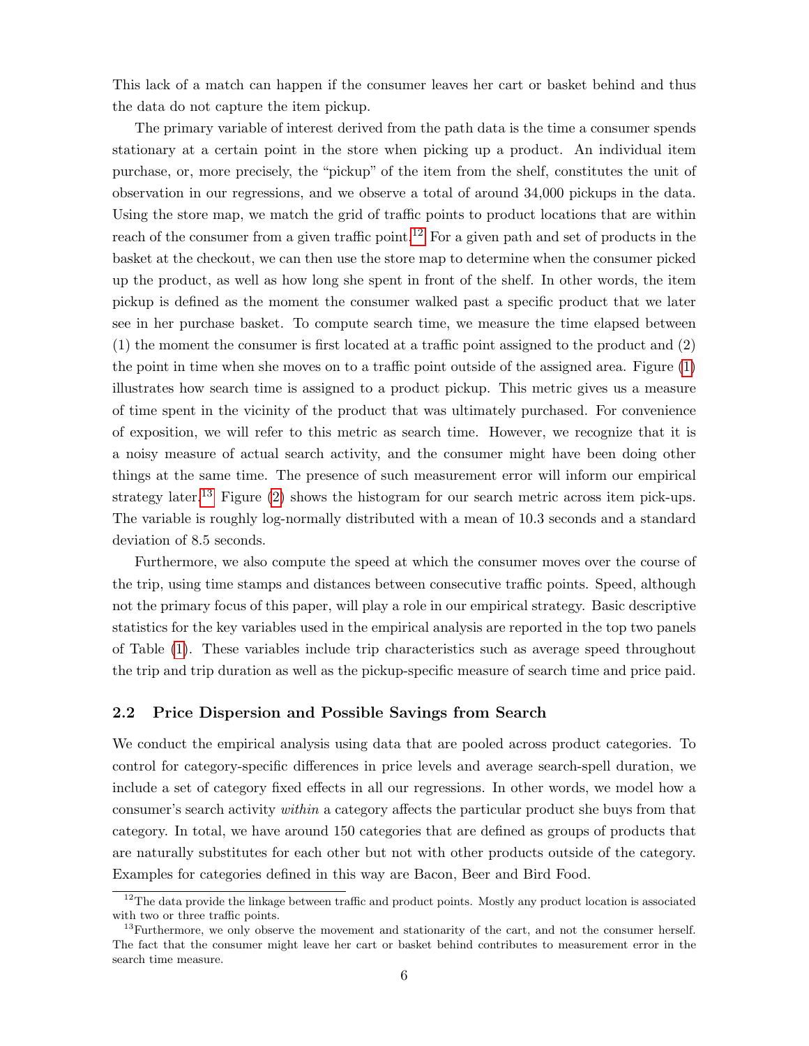This lack of a match can happen if the consumer leaves her cart or basket behind and thus the data do not capture the item pickup.

The primary variable of interest derived from the path data is the time a consumer spends stationary at a certain point in the store when picking up a product. An individual item purchase, or, more precisely, the "pickup" of the item from the shelf, constitutes the unit of observation in our regressions, and we observe a total of around 34,000 pickups in the data. Using the store map, we match the grid of traffic points to product locations that are within reach of the consumer from a given traffic point.[12] For a given path and set of products in the basket at the checkout, we can then use the store map to determine when the consumer picked up the product, as well as how long she spent in front of the shelf. In other words, the item pickup is defined as the moment the consumer walked past a specific product that we later see in her purchase basket. To compute search time, we measure the time elapsed between (1) the moment the consumer is first located at a traffic point assigned to the product and (2) the point in time when she moves on to a traffic point outside of the assigned area. Figure (1) illustrates how search time is assigned to a product pickup. This metric gives us a measure of time spent in the vicinity of the product that was ultimately purchased. For convenience of exposition, we will refer to this metric as search time. However, we recognize that it is a noisy measure of actual search activity, and the consumer might have been doing other things at the same time. The presence of such measurement error will inform our empirical strategy later.[13] Figure (2) shows the histogram for our search metric across item pick-ups. The variable is roughly log-normally distributed with a mean of 10.3 seconds and a standard deviation of 8.5 seconds.

Furthermore, we also compute the speed at which the consumer moves over the course of the trip, using time stamps and distances between consecutive traffic points. Speed, although not the primary focus of this paper, will play a role in our empirical strategy. Basic descriptive statistics for the key variables used in the empirical analysis are reported in the top two panels of Table (1). These variables include trip characteristics such as average speed throughout the trip and trip duration as well as the pickup-specific measure of search time and price paid.

## 2.2 Price Dispersion and Possible Savings from Search

We conduct the empirical analysis using data that are pooled across product categories. To control for category-specific differences in price levels and average search-spell duration, we include a set of category fixed effects in all our regressions. In other words, we model how a consumer's search activity *within* a category affects the particular product she buys from that category. In total, we have around 150 categories that are defined as groups of products that are naturally substitutes for each other but not with other products outside of the category. Examples for categories defined in this way are Bacon, Beer and Bird Food.

---

[12] The data provide the linkage between traffic and product points. Mostly any product location is associated with two or three traffic points.

[13] Furthermore, we only observe the movement and stationarity of the cart, and not the consumer herself. The fact that the consumer might leave her cart or basket behind contributes to measurement error in the search time measure.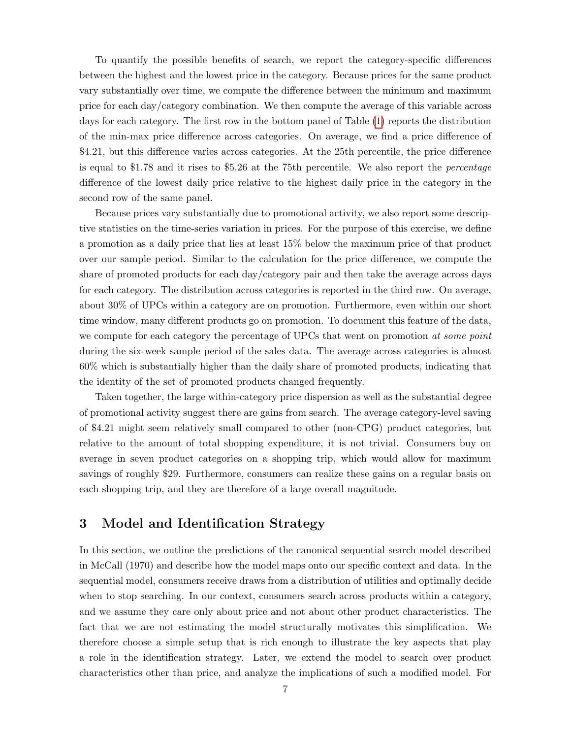To quantify the possible benefits of search, we report the category-specific differences between the highest and the lowest price in the category. Because prices for the same product vary substantially over time, we compute the difference between the minimum and maximum price for each day/category combination. We then compute the average of this variable across days for each category. The first row in the bottom panel of Table (1) reports the distribution of the min-max price difference across categories. On average, we find a price difference of $4.21, but this difference varies across categories. At the 25th percentile, the price difference is equal to $1.78 and it rises to $5.26 at the 75th percentile. We also report the *percentage* difference of the lowest daily price relative to the highest daily price in the category in the second row of the same panel.

Because prices vary substantially due to promotional activity, we also report some descriptive statistics on the time-series variation in prices. For the purpose of this exercise, we define a promotion as a daily price that lies at least 15% below the maximum price of that product over our sample period. Similar to the calculation for the price difference, we compute the share of promoted products for each day/category pair and then take the average across days for each category. The distribution across categories is reported in the third row. On average, about 30% of UPCs within a category are on promotion. Furthermore, even within our short time window, many different products go on promotion. To document this feature of the data, we compute for each category the percentage of UPCs that went on promotion *at some point* during the six-week sample period of the sales data. The average across categories is almost 60% which is substantially higher than the daily share of promoted products, indicating that the identity of the set of promoted products changed frequently.

Taken together, the large within-category price dispersion as well as the substantial degree of promotional activity suggest there are gains from search. The average category-level saving of $4.21 might seem relatively small compared to other (non-CPG) product categories, but relative to the amount of total shopping expenditure, it is not trivial. Consumers buy on average in seven product categories on a shopping trip, which would allow for maximum savings of roughly $29. Furthermore, consumers can realize these gains on a regular basis on each shopping trip, and they are therefore of a large overall magnitude.

## 3 Model and Identification Strategy

In this section, we outline the predictions of the canonical sequential search model described in McCall (1970) and describe how the model maps onto our specific context and data. In the sequential model, consumers receive draws from a distribution of utilities and optimally decide when to stop searching. In our context, consumers search across products within a category, and we assume they care only about price and not about other product characteristics. The fact that we are not estimating the model structurally motivates this simplification. We therefore choose a simple setup that is rich enough to illustrate the key aspects that play a role in the identification strategy. Later, we extend the model to search over product characteristics other than price, and analyze the implications of such a modified model. For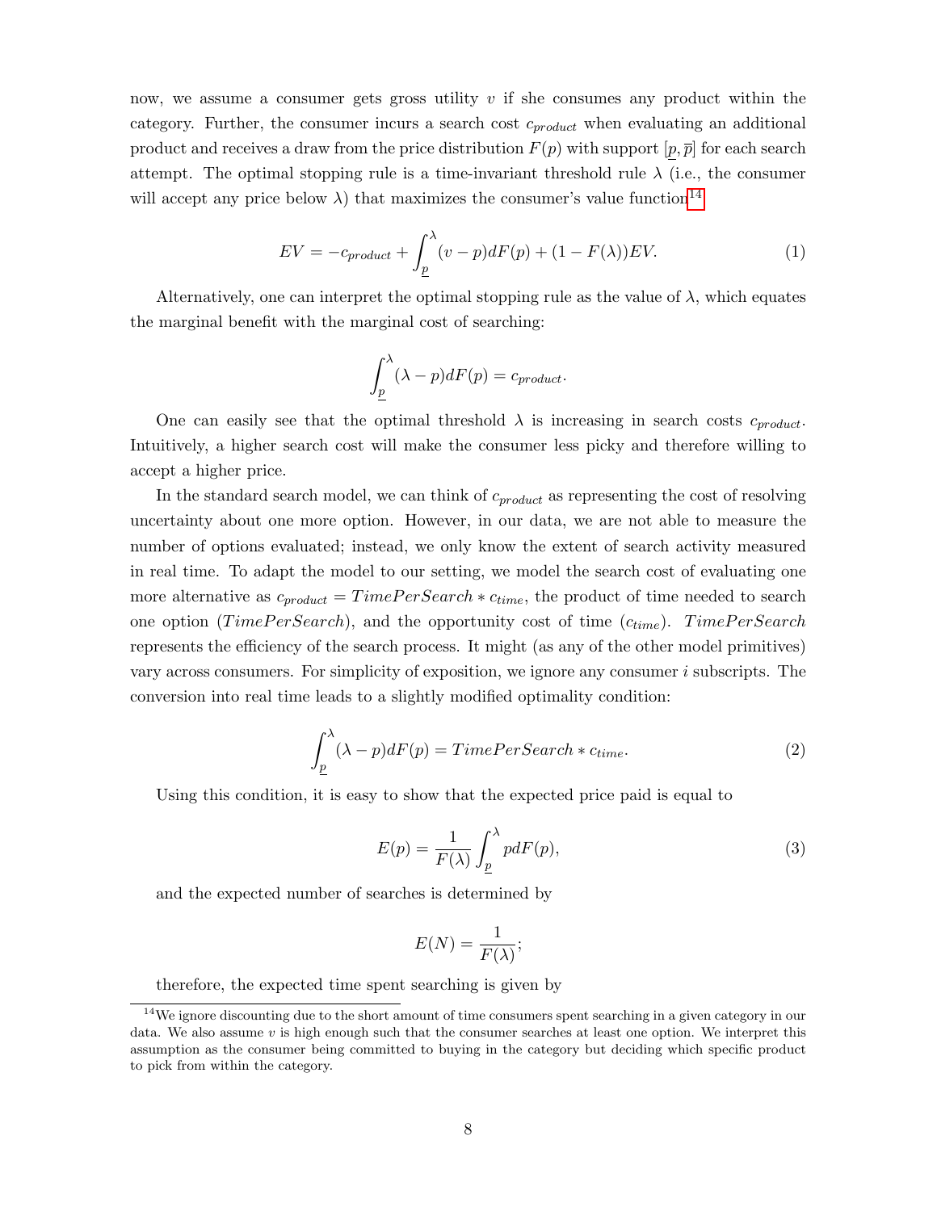now, we assume a consumer gets gross utility $v$ if she consumes any product within the category. Further, the consumer incurs a search cost $c_{product}$ when evaluating an additional product and receives a draw from the price distribution $F(p)$ with support $[\underline{p}, \overline{p}]$ for each search attempt. The optimal stopping rule is a time-invariant threshold rule $\lambda$ (i.e., the consumer will accept any price below $\lambda$) that maximizes the consumer's value function[14]

$$EV = -c_{product} + \int_{\underline{p}}^{\lambda} (v - p) dF(p) + (1 - F(\lambda))EV. \tag{1}$$

Alternatively, one can interpret the optimal stopping rule as the value of $\lambda$, which equates the marginal benefit with the marginal cost of searching:

$$\int_{\underline{p}}^{\lambda} (\lambda - p) dF(p) = c_{product}.$$

One can easily see that the optimal threshold $\lambda$ is increasing in search costs $c_{product}$. Intuitively, a higher search cost will make the consumer less picky and therefore willing to accept a higher price.

In the standard search model, we can think of $c_{product}$ as representing the cost of resolving uncertainty about one more option. However, in our data, we are not able to measure the number of options evaluated; instead, we only know the extent of search activity measured in real time. To adapt the model to our setting, we model the search cost of evaluating one more alternative as $c_{product} = TimePerSearch * c_{time}$, the product of time needed to search one option ($TimePerSearch$), and the opportunity cost of time ($c_{time}$). $TimePerSearch$ represents the efficiency of the search process. It might (as any of the other model primitives) vary across consumers. For simplicity of exposition, we ignore any consumer $i$ subscripts. The conversion into real time leads to a slightly modified optimality condition:

$$\int_{\underline{p}}^{\lambda} (\lambda - p) dF(p) = TimePerSearch * c_{time}. \tag{2}$$

Using this condition, it is easy to show that the expected price paid is equal to

$$E(p) = \frac{1}{F(\lambda)} \int_{\underline{p}}^{\lambda} p dF(p), \tag{3}$$

and the expected number of searches is determined by

$$E(N) = \frac{1}{F(\lambda)};$$

therefore, the expected time spent searching is given by

---

[14] We ignore discounting due to the short amount of time consumers spent searching in a given category in our data. We also assume $v$ is high enough such that the consumer searches at least one option. We interpret this assumption as the consumer being committed to buying in the category but deciding which specific product to pick from within the category.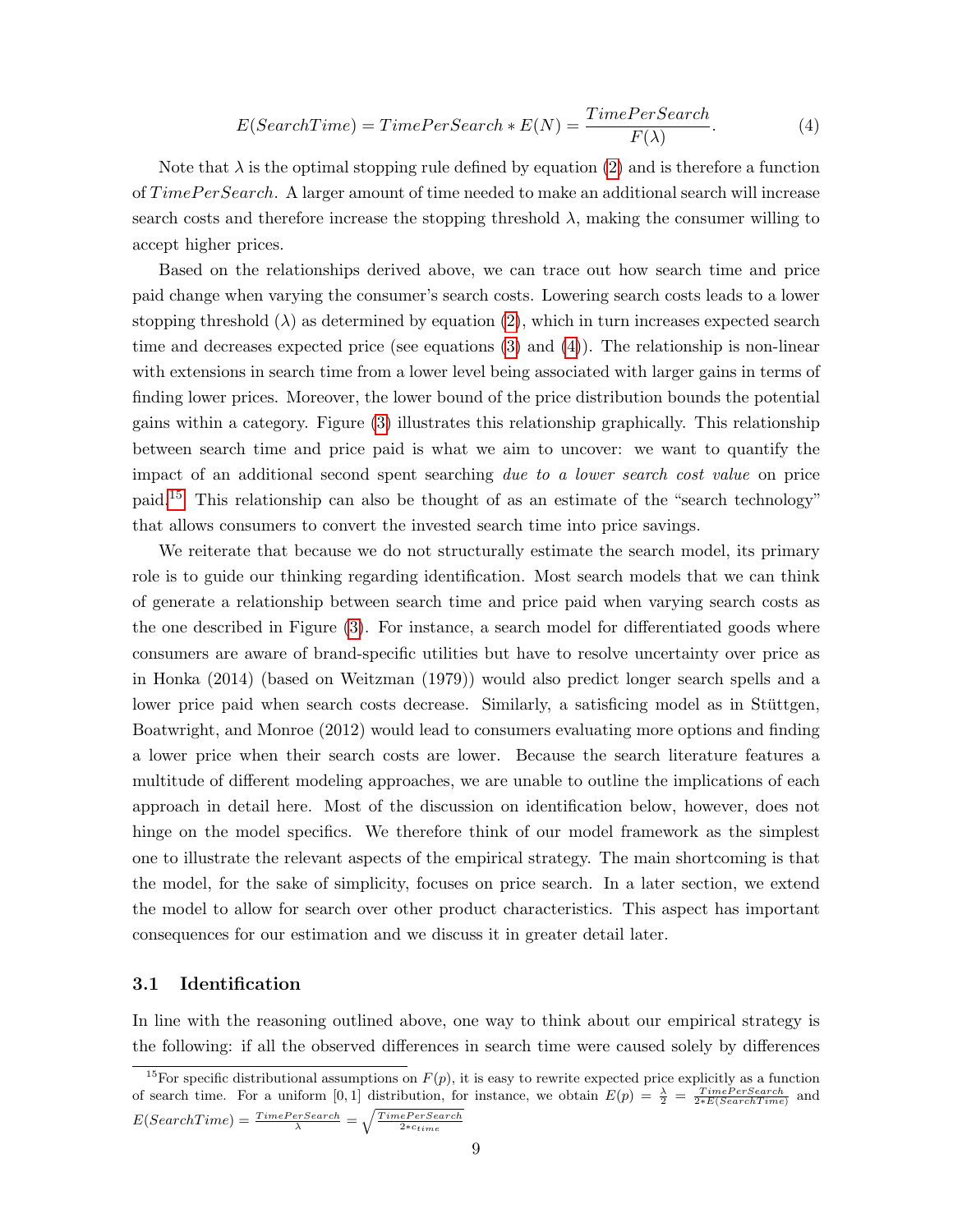$$E(SearchTime) = TimePerSearch * E(N) = \frac{TimePerSearch}{F(\lambda)}. \tag{4}$$

Note that $\lambda$ is the optimal stopping rule defined by equation (2) and is therefore a function of $TimePerSearch$. A larger amount of time needed to make an additional search will increase search costs and therefore increase the stopping threshold $\lambda$, making the consumer willing to accept higher prices.

Based on the relationships derived above, we can trace out how search time and price paid change when varying the consumer's search costs. Lowering search costs leads to a lower stopping threshold ($\lambda$) as determined by equation (2), which in turn increases expected search time and decreases expected price (see equations (3) and (4)). The relationship is non-linear with extensions in search time from a lower level being associated with larger gains in terms of finding lower prices. Moreover, the lower bound of the price distribution bounds the potential gains within a category. Figure (3) illustrates this relationship graphically. This relationship between search time and price paid is what we aim to uncover: we want to quantify the impact of an additional second spent searching *due to a lower search cost value* on price paid.[15] This relationship can also be thought of as an estimate of the "search technology" that allows consumers to convert the invested search time into price savings.

We reiterate that because we do not structurally estimate the search model, its primary role is to guide our thinking regarding identification. Most search models that we can think of generate a relationship between search time and price paid when varying search costs as the one described in Figure (3). For instance, a search model for differentiated goods where consumers are aware of brand-specific utilities but have to resolve uncertainty over price as in Honka (2014) (based on Weitzman (1979)) would also predict longer search spells and a lower price paid when search costs decrease. Similarly, a satisficing model as in Stüttgen, Boatwright, and Monroe (2012) would lead to consumers evaluating more options and finding a lower price when their search costs are lower. Because the search literature features a multitude of different modeling approaches, we are unable to outline the implications of each approach in detail here. Most of the discussion on identification below, however, does not hinge on the model specifics. We therefore think of our model framework as the simplest one to illustrate the relevant aspects of the empirical strategy. The main shortcoming is that the model, for the sake of simplicity, focuses on price search. In a later section, we extend the model to allow for search over other product characteristics. This aspect has important consequences for our estimation and we discuss it in greater detail later.

### 3.1 Identification

In line with the reasoning outlined above, one way to think about our empirical strategy is the following: if all the observed differences in search time were caused solely by differences

[15] For specific distributional assumptions on $F(p)$, it is easy to rewrite expected price explicitly as a function of search time. For a uniform $[0, 1]$ distribution, for instance, we obtain $E(p) = \frac{\lambda}{2} = \frac{TimePerSearch}{2 * E(SearchTime)}$ and $E(SearchTime) = \frac{TimePerSearch}{\lambda} = \sqrt{\frac{TimePerSearch}{2 * c_{time}}}$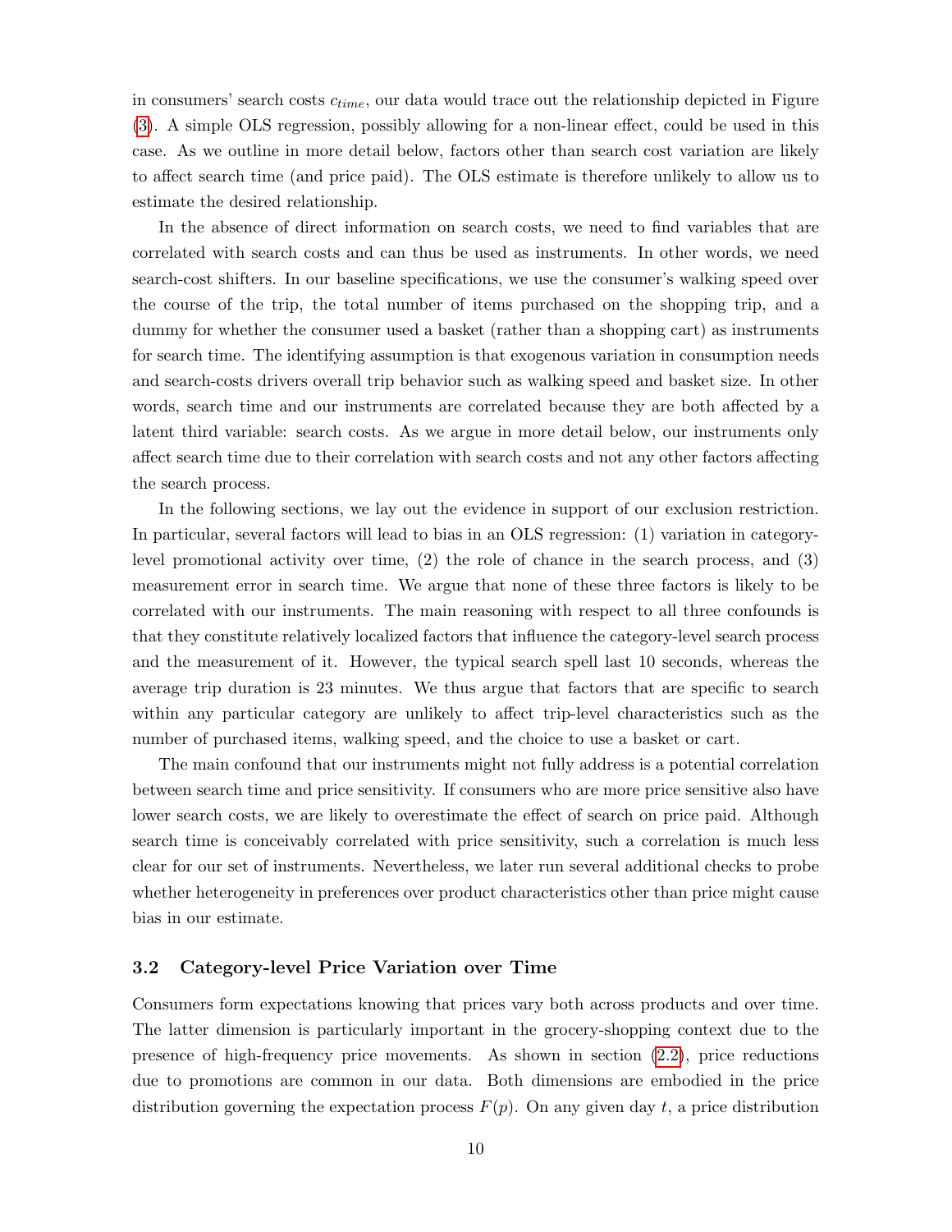in consumers' search costs $c_{time}$, our data would trace out the relationship depicted in Figure (3). A simple OLS regression, possibly allowing for a non-linear effect, could be used in this case. As we outline in more detail below, factors other than search cost variation are likely to affect search time (and price paid). The OLS estimate is therefore unlikely to allow us to estimate the desired relationship.

In the absence of direct information on search costs, we need to find variables that are correlated with search costs and can thus be used as instruments. In other words, we need search-cost shifters. In our baseline specifications, we use the consumer's walking speed over the course of the trip, the total number of items purchased on the shopping trip, and a dummy for whether the consumer used a basket (rather than a shopping cart) as instruments for search time. The identifying assumption is that exogenous variation in consumption needs and search-costs drivers overall trip behavior such as walking speed and basket size. In other words, search time and our instruments are correlated because they are both affected by a latent third variable: search costs. As we argue in more detail below, our instruments only affect search time due to their correlation with search costs and not any other factors affecting the search process.

In the following sections, we lay out the evidence in support of our exclusion restriction. In particular, several factors will lead to bias in an OLS regression: (1) variation in category-level promotional activity over time, (2) the role of chance in the search process, and (3) measurement error in search time. We argue that none of these three factors is likely to be correlated with our instruments. The main reasoning with respect to all three confounds is that they constitute relatively localized factors that influence the category-level search process and the measurement of it. However, the typical search spell last 10 seconds, whereas the average trip duration is 23 minutes. We thus argue that factors that are specific to search within any particular category are unlikely to affect trip-level characteristics such as the number of purchased items, walking speed, and the choice to use a basket or cart.

The main confound that our instruments might not fully address is a potential correlation between search time and price sensitivity. If consumers who are more price sensitive also have lower search costs, we are likely to overestimate the effect of search on price paid. Although search time is conceivably correlated with price sensitivity, such a correlation is much less clear for our set of instruments. Nevertheless, we later run several additional checks to probe whether heterogeneity in preferences over product characteristics other than price might cause bias in our estimate.

### 3.2 Category-level Price Variation over Time

Consumers form expectations knowing that prices vary both across products and over time. The latter dimension is particularly important in the grocery-shopping context due to the presence of high-frequency price movements. As shown in section (2.2), price reductions due to promotions are common in our data. Both dimensions are embodied in the price distribution governing the expectation process $F(p)$. On any given day $t$, a price distribution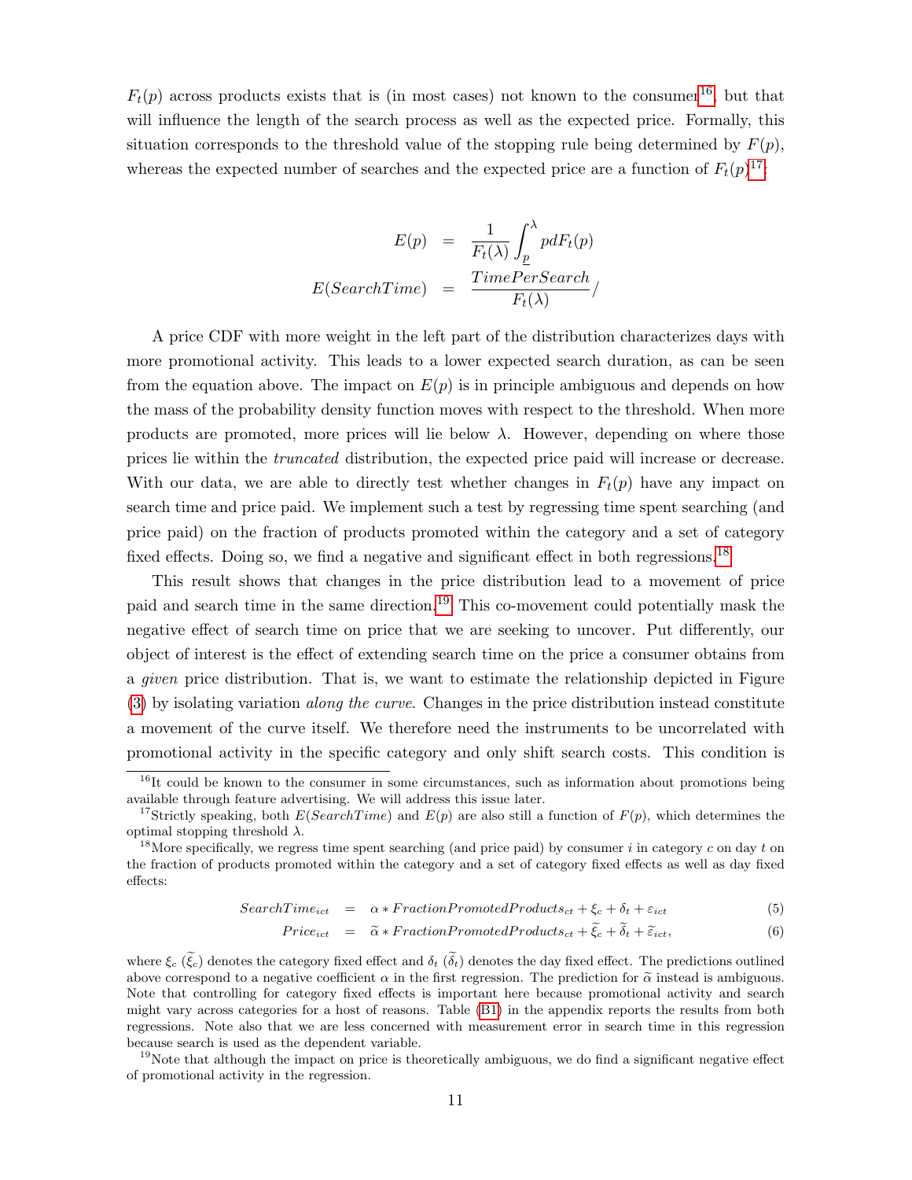$F_t(p)$ across products exists that is (in most cases) not known to the consumer[16], but that will influence the length of the search process as well as the expected price. Formally, this situation corresponds to the threshold value of the stopping rule being determined by $F(p)$, whereas the expected number of searches and the expected price are a function of $F_t(p)$[17]:

$$
\begin{aligned}
E(p) &= \frac{1}{F_t(\lambda)} \int_{\underline{p}}^{\lambda} p dF_t(p) \\
E(SearchTime) &= \frac{TimePerSearch}{F_t(\lambda)} /
\end{aligned}
$$

A price CDF with more weight in the left part of the distribution characterizes days with more promotional activity. This leads to a lower expected search duration, as can be seen from the equation above. The impact on $E(p)$ is in principle ambiguous and depends on how the mass of the probability density function moves with respect to the threshold. When more products are promoted, more prices will lie below $\lambda$. However, depending on where those prices lie within the *truncated* distribution, the expected price paid will increase or decrease. With our data, we are able to directly test whether changes in $F_t(p)$ have any impact on search time and price paid. We implement such a test by regressing time spent searching (and price paid) on the fraction of products promoted within the category and a set of category fixed effects. Doing so, we find a negative and significant effect in both regressions.[18]

This result shows that changes in the price distribution lead to a movement of price paid and search time in the same direction.[19] This co-movement could potentially mask the negative effect of search time on price that we are seeking to uncover. Put differently, our object of interest is the effect of extending search time on the price a consumer obtains from a *given* price distribution. That is, we want to estimate the relationship depicted in Figure (3) by isolating variation *along the curve*. Changes in the price distribution instead constitute a movement of the curve itself. We therefore need the instruments to be uncorrelated with promotional activity in the specific category and only shift search costs. This condition is

---

[16] It could be known to the consumer in some circumstances, such as information about promotions being available through feature advertising. We will address this issue later.

[17] Strictly speaking, both $E(SearchTime)$ and $E(p)$ are also still a function of $F(p)$, which determines the optimal stopping threshold $\lambda$.

[18] More specifically, we regress time spent searching (and price paid) by consumer $i$ in category $c$ on day $t$ on the fraction of products promoted within the category and a set of category fixed effects as well as day fixed effects:

$$
\begin{aligned}
SearchTime_{ict} &= \alpha * FractionPromotedProducts_{ct} + \xi_c + \delta_t + \varepsilon_{ict} \qquad (5) \\
Price_{ict} &= \widetilde{\alpha} * FractionPromotedProducts_{ct} + \widetilde{\xi}_c + \widetilde{\delta}_t + \widetilde{\varepsilon}_{ict}, \qquad (6)
\end{aligned}
$$

where $\xi_c$ ($\widetilde{\xi}_c$) denotes the category fixed effect and $\delta_t$ ($\widetilde{\delta}_t$) denotes the day fixed effect. The predictions outlined above correspond to a negative coefficient $\alpha$ in the first regression. The prediction for $\widetilde{\alpha}$ instead is ambiguous. Note that controlling for category fixed effects is important here because promotional activity and search might vary across categories for a host of reasons. Table (B1) in the appendix reports the results from both regressions. Note also that we are less concerned with measurement error in search time in this regression because search is used as the dependent variable.

[19] Note that although the impact on price is theoretically ambiguous, we do find a significant negative effect of promotional activity in the regression.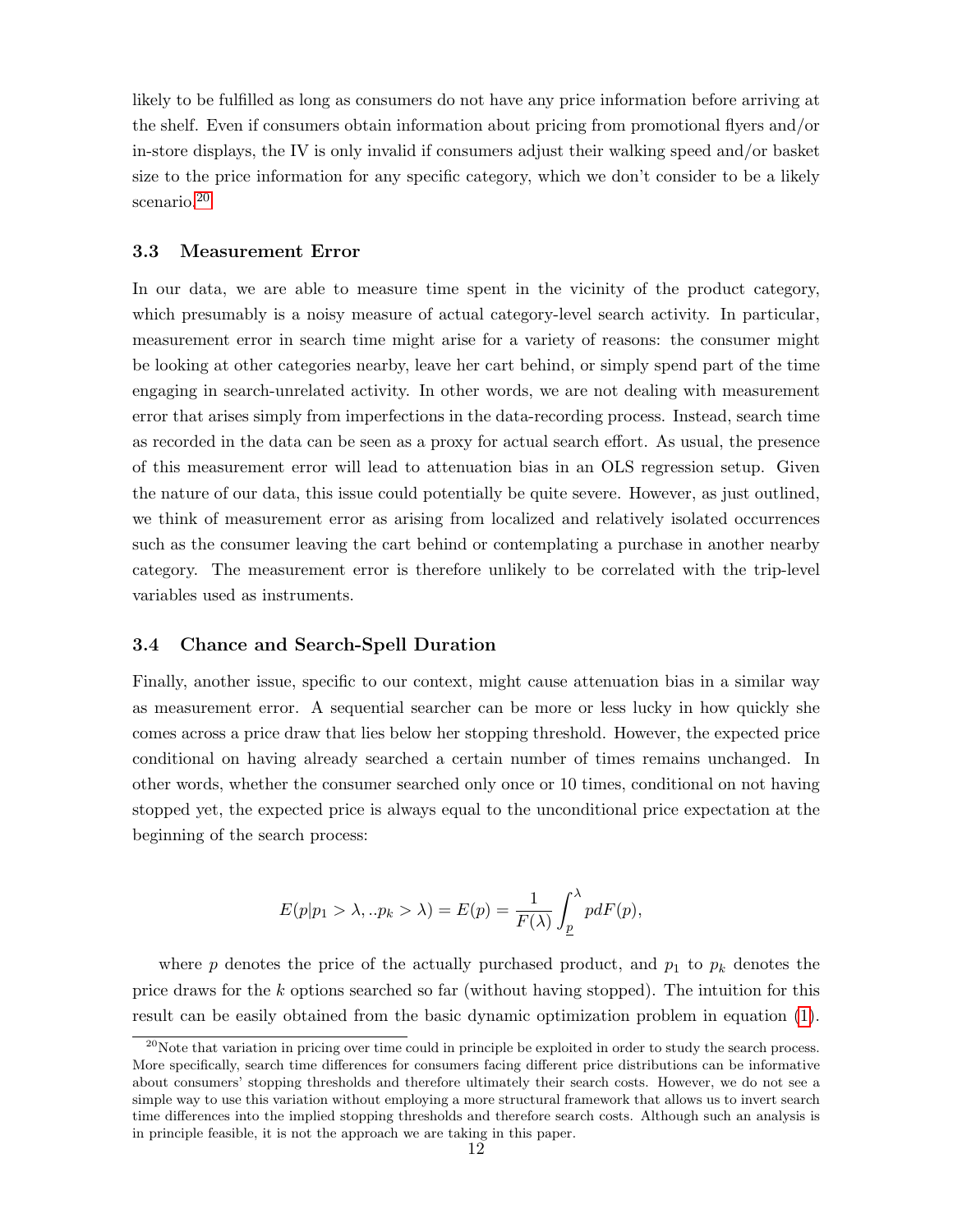likely to be fulfilled as long as consumers do not have any price information before arriving at the shelf. Even if consumers obtain information about pricing from promotional flyers and/or in-store displays, the IV is only invalid if consumers adjust their walking speed and/or basket size to the price information for any specific category, which we don't consider to be a likely scenario.[20]

### 3.3 Measurement Error

In our data, we are able to measure time spent in the vicinity of the product category, which presumably is a noisy measure of actual category-level search activity. In particular, measurement error in search time might arise for a variety of reasons: the consumer might be looking at other categories nearby, leave her cart behind, or simply spend part of the time engaging in search-unrelated activity. In other words, we are not dealing with measurement error that arises simply from imperfections in the data-recording process. Instead, search time as recorded in the data can be seen as a proxy for actual search effort. As usual, the presence of this measurement error will lead to attenuation bias in an OLS regression setup. Given the nature of our data, this issue could potentially be quite severe. However, as just outlined, we think of measurement error as arising from localized and relatively isolated occurrences such as the consumer leaving the cart behind or contemplating a purchase in another nearby category. The measurement error is therefore unlikely to be correlated with the trip-level variables used as instruments.

### 3.4 Chance and Search-Spell Duration

Finally, another issue, specific to our context, might cause attenuation bias in a similar way as measurement error. A sequential searcher can be more or less lucky in how quickly she comes across a price draw that lies below her stopping threshold. However, the expected price conditional on having already searched a certain number of times remains unchanged. In other words, whether the consumer searched only once or 10 times, conditional on not having stopped yet, the expected price is always equal to the unconditional price expectation at the beginning of the search process:

$$E(p|p_1 > \lambda, ..p_k > \lambda) = E(p) = \frac{1}{F(\lambda)} \int_{\underline{p}}^{\lambda} p dF(p),$$

where $p$ denotes the price of the actually purchased product, and $p_1$ to $p_k$ denotes the price draws for the $k$ options searched so far (without having stopped). The intuition for this result can be easily obtained from the basic dynamic optimization problem in equation (1).

[20] Note that variation in pricing over time could in principle be exploited in order to study the search process. More specifically, search time differences for consumers facing different price distributions can be informative about consumers' stopping thresholds and therefore ultimately their search costs. However, we do not see a simple way to use this variation without employing a more structural framework that allows us to invert search time differences into the implied stopping thresholds and therefore search costs. Although such an analysis is in principle feasible, it is not the approach we are taking in this paper.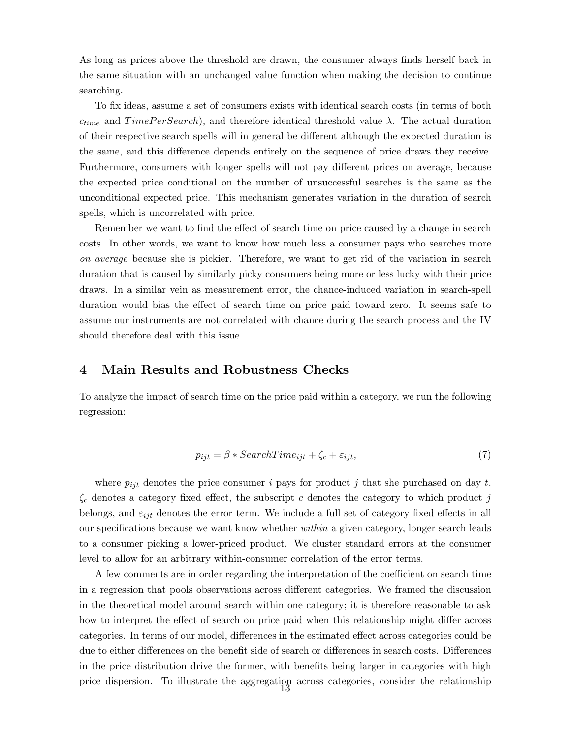As long as prices above the threshold are drawn, the consumer always finds herself back in the same situation with an unchanged value function when making the decision to continue searching.

To fix ideas, assume a set of consumers exists with identical search costs (in terms of both $c_{time}$ and $TimePerSearch$), and therefore identical threshold value $\lambda$. The actual duration of their respective search spells will in general be different although the expected duration is the same, and this difference depends entirely on the sequence of price draws they receive. Furthermore, consumers with longer spells will not pay different prices on average, because the expected price conditional on the number of unsuccessful searches is the same as the unconditional expected price. This mechanism generates variation in the duration of search spells, which is uncorrelated with price.

Remember we want to find the effect of search time on price caused by a change in search costs. In other words, we want to know how much less a consumer pays who searches more *on average* because she is pickier. Therefore, we want to get rid of the variation in search duration that is caused by similarly picky consumers being more or less lucky with their price draws. In a similar vein as measurement error, the chance-induced variation in search-spell duration would bias the effect of search time on price paid toward zero. It seems safe to assume our instruments are not correlated with chance during the search process and the IV should therefore deal with this issue.

# 4 Main Results and Robustness Checks

To analyze the impact of search time on the price paid within a category, we run the following regression:

$$p_{ijt} = \beta * SearchTime_{ijt} + \zeta_c + \varepsilon_{ijt}, \tag{7}$$

where $p_{ijt}$ denotes the price consumer $i$ pays for product $j$ that she purchased on day $t$. $\zeta_c$ denotes a category fixed effect, the subscript $c$ denotes the category to which product $j$ belongs, and $\varepsilon_{ijt}$ denotes the error term. We include a full set of category fixed effects in all our specifications because we want know whether *within* a given category, longer search leads to a consumer picking a lower-priced product. We cluster standard errors at the consumer level to allow for an arbitrary within-consumer correlation of the error terms.

A few comments are in order regarding the interpretation of the coefficient on search time in a regression that pools observations across different categories. We framed the discussion in the theoretical model around search within one category; it is therefore reasonable to ask how to interpret the effect of search on price paid when this relationship might differ across categories. In terms of our model, differences in the estimated effect across categories could be due to either differences on the benefit side of search or differences in search costs. Differences in the price distribution drive the former, with benefits being larger in categories with high price dispersion. To illustrate the aggregation across categories, consider the relationship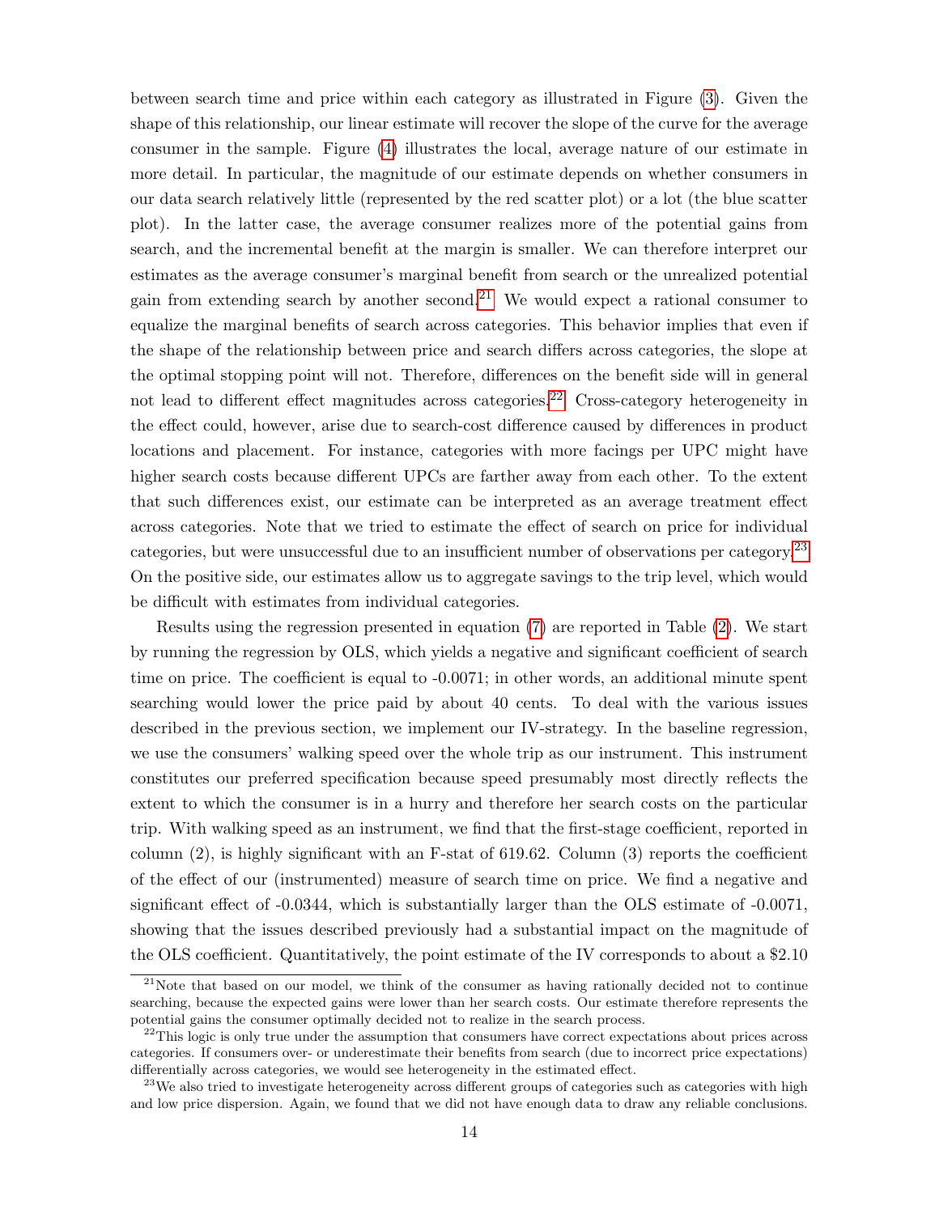between search time and price within each category as illustrated in Figure (3). Given the shape of this relationship, our linear estimate will recover the slope of the curve for the average consumer in the sample. Figure (4) illustrates the local, average nature of our estimate in more detail. In particular, the magnitude of our estimate depends on whether consumers in our data search relatively little (represented by the red scatter plot) or a lot (the blue scatter plot). In the latter case, the average consumer realizes more of the potential gains from search, and the incremental benefit at the margin is smaller. We can therefore interpret our estimates as the average consumer's marginal benefit from search or the unrealized potential gain from extending search by another second.[21] We would expect a rational consumer to equalize the marginal benefits of search across categories. This behavior implies that even if the shape of the relationship between price and search differs across categories, the slope at the optimal stopping point will not. Therefore, differences on the benefit side will in general not lead to different effect magnitudes across categories.[22] Cross-category heterogeneity in the effect could, however, arise due to search-cost difference caused by differences in product locations and placement. For instance, categories with more facings per UPC might have higher search costs because different UPCs are farther away from each other. To the extent that such differences exist, our estimate can be interpreted as an average treatment effect across categories. Note that we tried to estimate the effect of search on price for individual categories, but were unsuccessful due to an insufficient number of observations per category.[23] On the positive side, our estimates allow us to aggregate savings to the trip level, which would be difficult with estimates from individual categories.

Results using the regression presented in equation (7) are reported in Table (2). We start by running the regression by OLS, which yields a negative and significant coefficient of search time on price. The coefficient is equal to -0.0071; in other words, an additional minute spent searching would lower the price paid by about 40 cents. To deal with the various issues described in the previous section, we implement our IV-strategy. In the baseline regression, we use the consumers' walking speed over the whole trip as our instrument. This instrument constitutes our preferred specification because speed presumably most directly reflects the extent to which the consumer is in a hurry and therefore her search costs on the particular trip. With walking speed as an instrument, we find that the first-stage coefficient, reported in column (2), is highly significant with an F-stat of 619.62. Column (3) reports the coefficient of the effect of our (instrumented) measure of search time on price. We find a negative and significant effect of -0.0344, which is substantially larger than the OLS estimate of -0.0071, showing that the issues described previously had a substantial impact on the magnitude of the OLS coefficient. Quantitatively, the point estimate of the IV corresponds to about a $2.10

[21]Note that based on our model, we think of the consumer as having rationally decided not to continue searching, because the expected gains were lower than her search costs. Our estimate therefore represents the potential gains the consumer optimally decided not to realize in the search process.

[22]This logic is only true under the assumption that consumers have correct expectations about prices across categories. If consumers over- or underestimate their benefits from search (due to incorrect price expectations) differentially across categories, we would see heterogeneity in the estimated effect.

[23]We also tried to investigate heterogeneity across different groups of categories such as categories with high and low price dispersion. Again, we found that we did not have enough data to draw any reliable conclusions.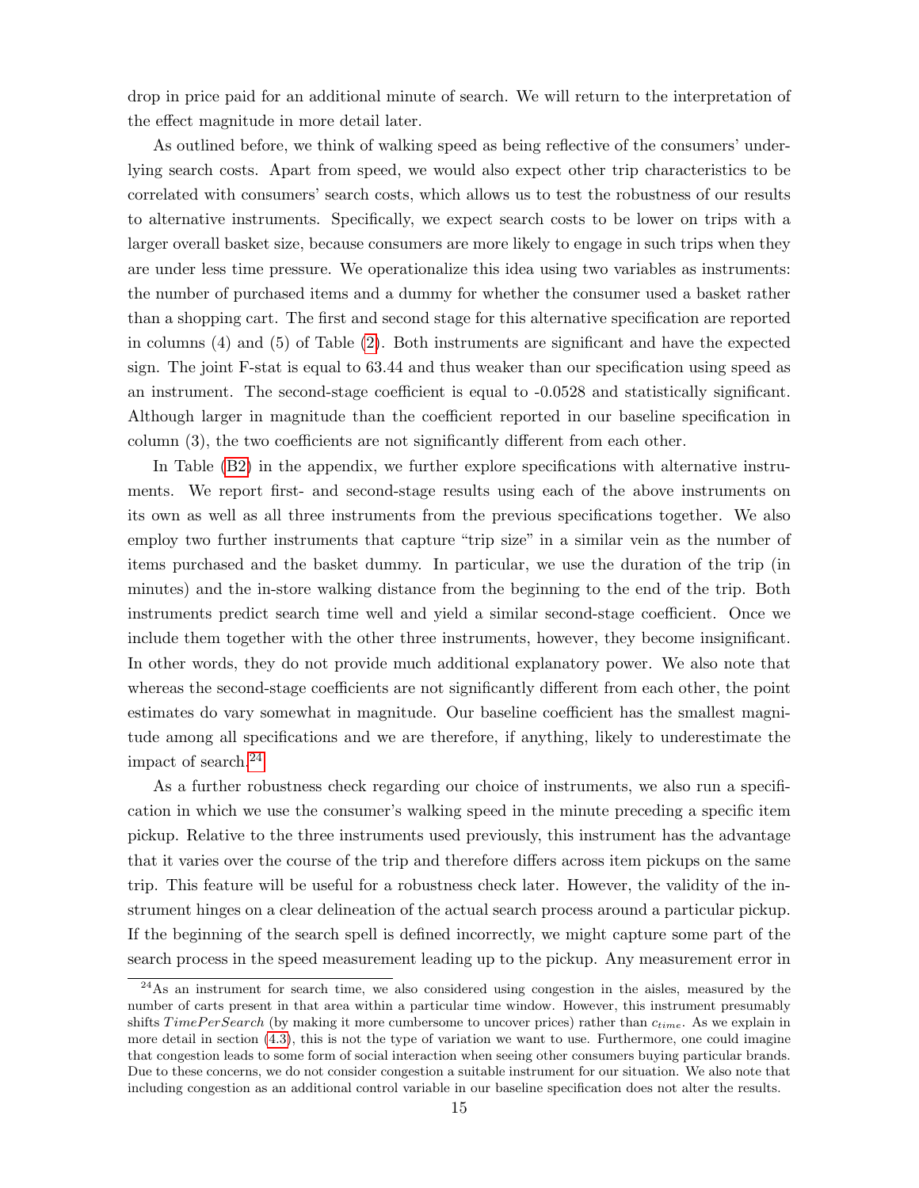drop in price paid for an additional minute of search. We will return to the interpretation of the effect magnitude in more detail later.

As outlined before, we think of walking speed as being reflective of the consumers' underlying search costs. Apart from speed, we would also expect other trip characteristics to be correlated with consumers' search costs, which allows us to test the robustness of our results to alternative instruments. Specifically, we expect search costs to be lower on trips with a larger overall basket size, because consumers are more likely to engage in such trips when they are under less time pressure. We operationalize this idea using two variables as instruments: the number of purchased items and a dummy for whether the consumer used a basket rather than a shopping cart. The first and second stage for this alternative specification are reported in columns (4) and (5) of Table (2). Both instruments are significant and have the expected sign. The joint F-stat is equal to 63.44 and thus weaker than our specification using speed as an instrument. The second-stage coefficient is equal to -0.0528 and statistically significant. Although larger in magnitude than the coefficient reported in our baseline specification in column (3), the two coefficients are not significantly different from each other.

In Table (B2) in the appendix, we further explore specifications with alternative instruments. We report first- and second-stage results using each of the above instruments on its own as well as all three instruments from the previous specifications together. We also employ two further instruments that capture "trip size" in a similar vein as the number of items purchased and the basket dummy. In particular, we use the duration of the trip (in minutes) and the in-store walking distance from the beginning to the end of the trip. Both instruments predict search time well and yield a similar second-stage coefficient. Once we include them together with the other three instruments, however, they become insignificant. In other words, they do not provide much additional explanatory power. We also note that whereas the second-stage coefficients are not significantly different from each other, the point estimates do vary somewhat in magnitude. Our baseline coefficient has the smallest magnitude among all specifications and we are therefore, if anything, likely to underestimate the impact of search.[24]

As a further robustness check regarding our choice of instruments, we also run a specification in which we use the consumer's walking speed in the minute preceding a specific item pickup. Relative to the three instruments used previously, this instrument has the advantage that it varies over the course of the trip and therefore differs across item pickups on the same trip. This feature will be useful for a robustness check later. However, the validity of the instrument hinges on a clear delineation of the actual search process around a particular pickup. If the beginning of the search spell is defined incorrectly, we might capture some part of the search process in the speed measurement leading up to the pickup. Any measurement error in

[24] As an instrument for search time, we also considered using congestion in the aisles, measured by the number of carts present in that area within a particular time window. However, this instrument presumably shifts $TimePerSearch$ (by making it more cumbersome to uncover prices) rather than $c_{time}$. As we explain in more detail in section (4.3), this is not the type of variation we want to use. Furthermore, one could imagine that congestion leads to some form of social interaction when seeing other consumers buying particular brands. Due to these concerns, we do not consider congestion a suitable instrument for our situation. We also note that including congestion as an additional control variable in our baseline specification does not alter the results.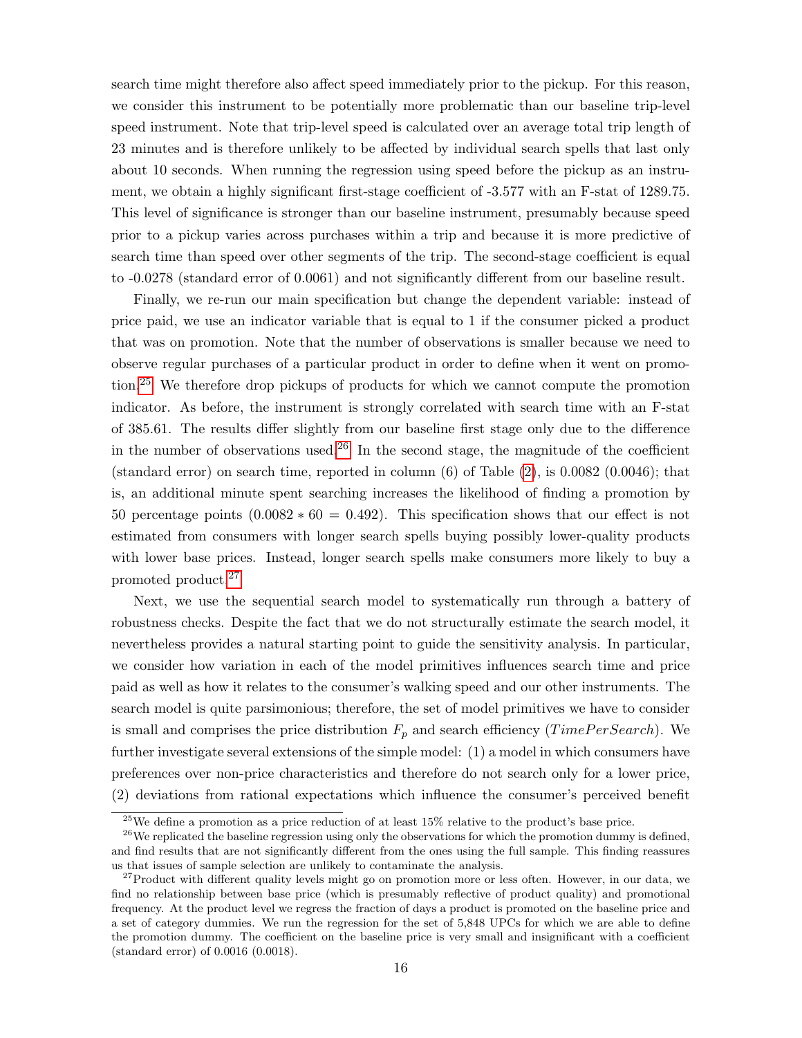search time might therefore also affect speed immediately prior to the pickup. For this reason, we consider this instrument to be potentially more problematic than our baseline trip-level speed instrument. Note that trip-level speed is calculated over an average total trip length of 23 minutes and is therefore unlikely to be affected by individual search spells that last only about 10 seconds. When running the regression using speed before the pickup as an instrument, we obtain a highly significant first-stage coefficient of -3.577 with an F-stat of 1289.75. This level of significance is stronger than our baseline instrument, presumably because speed prior to a pickup varies across purchases within a trip and because it is more predictive of search time than speed over other segments of the trip. The second-stage coefficient is equal to -0.0278 (standard error of 0.0061) and not significantly different from our baseline result.

Finally, we re-run our main specification but change the dependent variable: instead of price paid, we use an indicator variable that is equal to 1 if the consumer picked a product that was on promotion. Note that the number of observations is smaller because we need to observe regular purchases of a particular product in order to define when it went on promotion.[25] We therefore drop pickups of products for which we cannot compute the promotion indicator. As before, the instrument is strongly correlated with search time with an F-stat of 385.61. The results differ slightly from our baseline first stage only due to the difference in the number of observations used.[26] In the second stage, the magnitude of the coefficient (standard error) on search time, reported in column (6) of Table (2), is 0.0082 (0.0046); that is, an additional minute spent searching increases the likelihood of finding a promotion by 50 percentage points ($0.0082 * 60 = 0.492$). This specification shows that our effect is not estimated from consumers with longer search spells buying possibly lower-quality products with lower base prices. Instead, longer search spells make consumers more likely to buy a promoted product.[27]

Next, we use the sequential search model to systematically run through a battery of robustness checks. Despite the fact that we do not structurally estimate the search model, it nevertheless provides a natural starting point to guide the sensitivity analysis. In particular, we consider how variation in each of the model primitives influences search time and price paid as well as how it relates to the consumer's walking speed and our other instruments. The search model is quite parsimonious; therefore, the set of model primitives we have to consider is small and comprises the price distribution $F_p$ and search efficiency ($TimePerSearch$). We further investigate several extensions of the simple model: (1) a model in which consumers have preferences over non-price characteristics and therefore do not search only for a lower price, (2) deviations from rational expectations which influence the consumer's perceived benefit

[25] We define a promotion as a price reduction of at least 15% relative to the product's base price.

[26] We replicated the baseline regression using only the observations for which the promotion dummy is defined, and find results that are not significantly different from the ones using the full sample. This finding reassures us that issues of sample selection are unlikely to contaminate the analysis.

[27] Product with different quality levels might go on promotion more or less often. However, in our data, we find no relationship between base price (which is presumably reflective of product quality) and promotional frequency. At the product level we regress the fraction of days a product is promoted on the baseline price and a set of category dummies. We run the regression for the set of 5,848 UPCs for which we are able to define the promotion dummy. The coefficient on the baseline price is very small and insignificant with a coefficient (standard error) of 0.0016 (0.0018).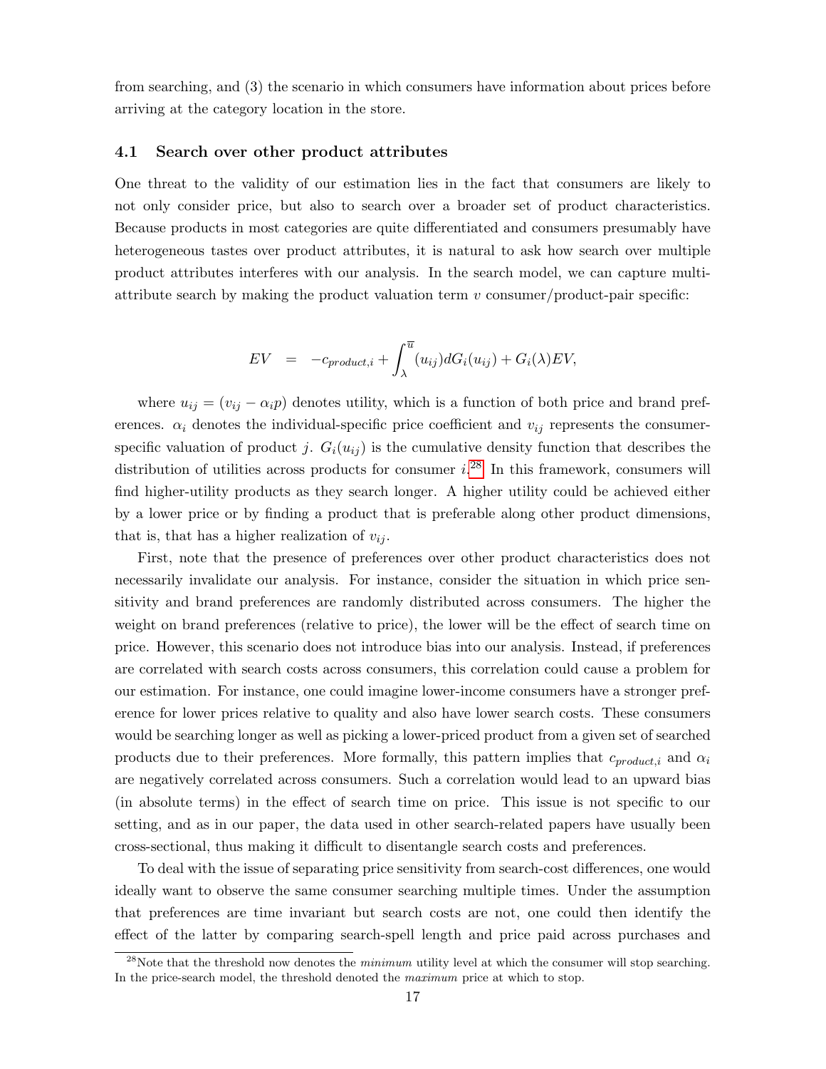from searching, and (3) the scenario in which consumers have information about prices before arriving at the category location in the store.

### 4.1 Search over other product attributes

One threat to the validity of our estimation lies in the fact that consumers are likely to not only consider price, but also to search over a broader set of product characteristics. Because products in most categories are quite differentiated and consumers presumably have heterogeneous tastes over product attributes, it is natural to ask how search over multiple product attributes interferes with our analysis. In the search model, we can capture multi-attribute search by making the product valuation term $v$ consumer/product-pair specific:

$$EV \quad = \quad -c_{product,i} + \int_{\lambda}^{\overline{u}} (u_{ij}) dG_i(u_{ij}) + G_i(\lambda) EV,$$

where $u_{ij} = (v_{ij} - \alpha_i p)$ denotes utility, which is a function of both price and brand preferences. $\alpha_i$ denotes the individual-specific price coefficient and $v_{ij}$ represents the consumer-specific valuation of product $j$. $G_i(u_{ij})$ is the cumulative density function that describes the distribution of utilities across products for consumer $i$.[28] In this framework, consumers will find higher-utility products as they search longer. A higher utility could be achieved either by a lower price or by finding a product that is preferable along other product dimensions, that is, that has a higher realization of $v_{ij}$.

First, note that the presence of preferences over other product characteristics does not necessarily invalidate our analysis. For instance, consider the situation in which price sensitivity and brand preferences are randomly distributed across consumers. The higher the weight on brand preferences (relative to price), the lower will be the effect of search time on price. However, this scenario does not introduce bias into our analysis. Instead, if preferences are correlated with search costs across consumers, this correlation could cause a problem for our estimation. For instance, one could imagine lower-income consumers have a stronger preference for lower prices relative to quality and also have lower search costs. These consumers would be searching longer as well as picking a lower-priced product from a given set of searched products due to their preferences. More formally, this pattern implies that $c_{product,i}$ and $\alpha_i$ are negatively correlated across consumers. Such a correlation would lead to an upward bias (in absolute terms) in the effect of search time on price. This issue is not specific to our setting, and as in our paper, the data used in other search-related papers have usually been cross-sectional, thus making it difficult to disentangle search costs and preferences.

To deal with the issue of separating price sensitivity from search-cost differences, one would ideally want to observe the same consumer searching multiple times. Under the assumption that preferences are time invariant but search costs are not, one could then identify the effect of the latter by comparing search-spell length and price paid across purchases and

[28] Note that the threshold now denotes the *minimum* utility level at which the consumer will stop searching. In the price-search model, the threshold denoted the *maximum* price at which to stop.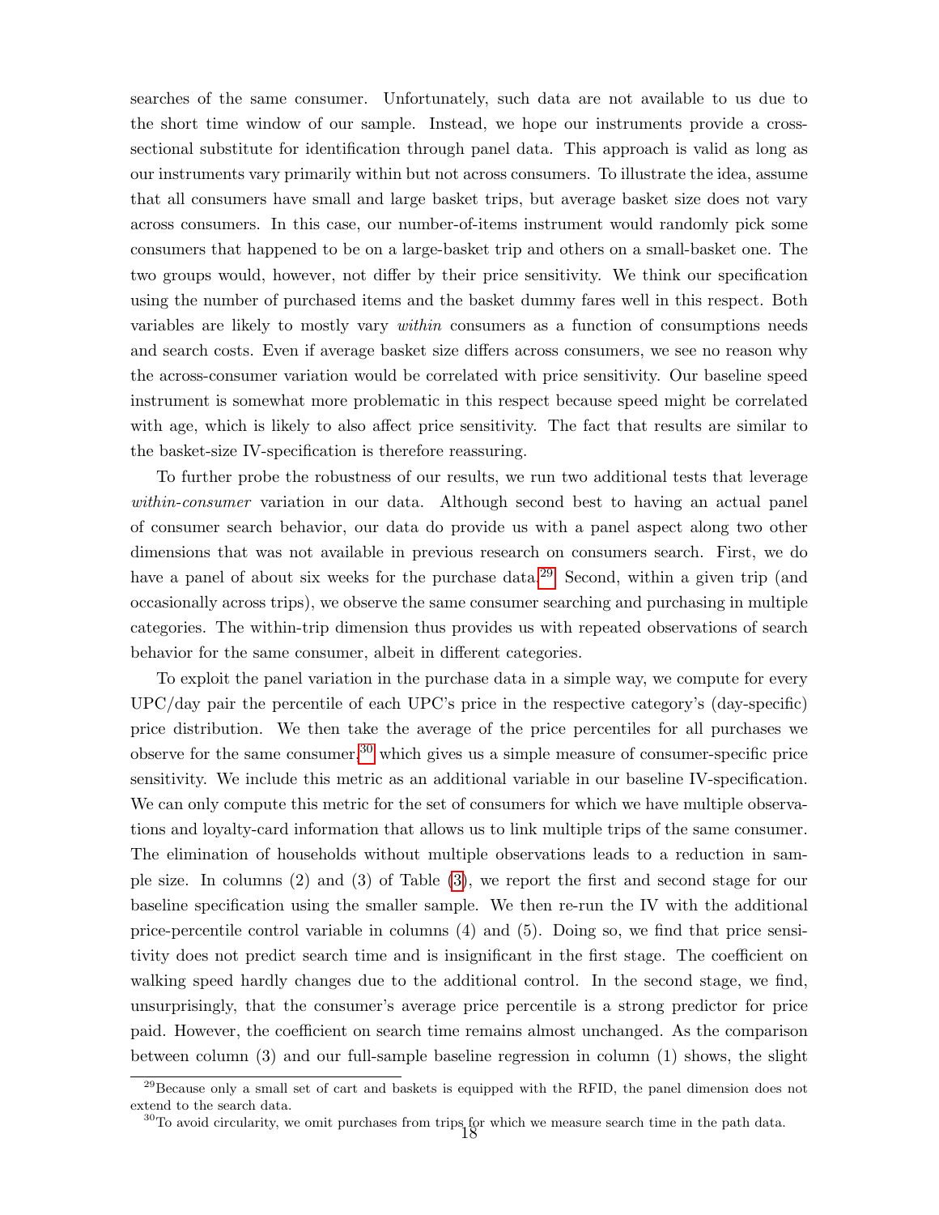searches of the same consumer. Unfortunately, such data are not available to us due to the short time window of our sample. Instead, we hope our instruments provide a cross-sectional substitute for identification through panel data. This approach is valid as long as our instruments vary primarily within but not across consumers. To illustrate the idea, assume that all consumers have small and large basket trips, but average basket size does not vary across consumers. In this case, our number-of-items instrument would randomly pick some consumers that happened to be on a large-basket trip and others on a small-basket one. The two groups would, however, not differ by their price sensitivity. We think our specification using the number of purchased items and the basket dummy fares well in this respect. Both variables are likely to mostly vary *within* consumers as a function of consumptions needs and search costs. Even if average basket size differs across consumers, we see no reason why the across-consumer variation would be correlated with price sensitivity. Our baseline speed instrument is somewhat more problematic in this respect because speed might be correlated with age, which is likely to also affect price sensitivity. The fact that results are similar to the basket-size IV-specification is therefore reassuring.

To further probe the robustness of our results, we run two additional tests that leverage *within-consumer* variation in our data. Although second best to having an actual panel of consumer search behavior, our data do provide us with a panel aspect along two other dimensions that was not available in previous research on consumers search. First, we do have a panel of about six weeks for the purchase data.[29] Second, within a given trip (and occasionally across trips), we observe the same consumer searching and purchasing in multiple categories. The within-trip dimension thus provides us with repeated observations of search behavior for the same consumer, albeit in different categories.

To exploit the panel variation in the purchase data in a simple way, we compute for every UPC/day pair the percentile of each UPC's price in the respective category's (day-specific) price distribution. We then take the average of the price percentiles for all purchases we observe for the same consumer,[30] which gives us a simple measure of consumer-specific price sensitivity. We include this metric as an additional variable in our baseline IV-specification. We can only compute this metric for the set of consumers for which we have multiple observations and loyalty-card information that allows us to link multiple trips of the same consumer. The elimination of households without multiple observations leads to a reduction in sample size. In columns (2) and (3) of Table (3), we report the first and second stage for our baseline specification using the smaller sample. We then re-run the IV with the additional price-percentile control variable in columns (4) and (5). Doing so, we find that price sensitivity does not predict search time and is insignificant in the first stage. The coefficient on walking speed hardly changes due to the additional control. In the second stage, we find, unsurprisingly, that the consumer's average price percentile is a strong predictor for price paid. However, the coefficient on search time remains almost unchanged. As the comparison between column (3) and our full-sample baseline regression in column (1) shows, the slight

[29]Because only a small set of cart and baskets is equipped with the RFID, the panel dimension does not extend to the search data.

[30]To avoid circularity, we omit purchases from trips for which we measure search time in the path data.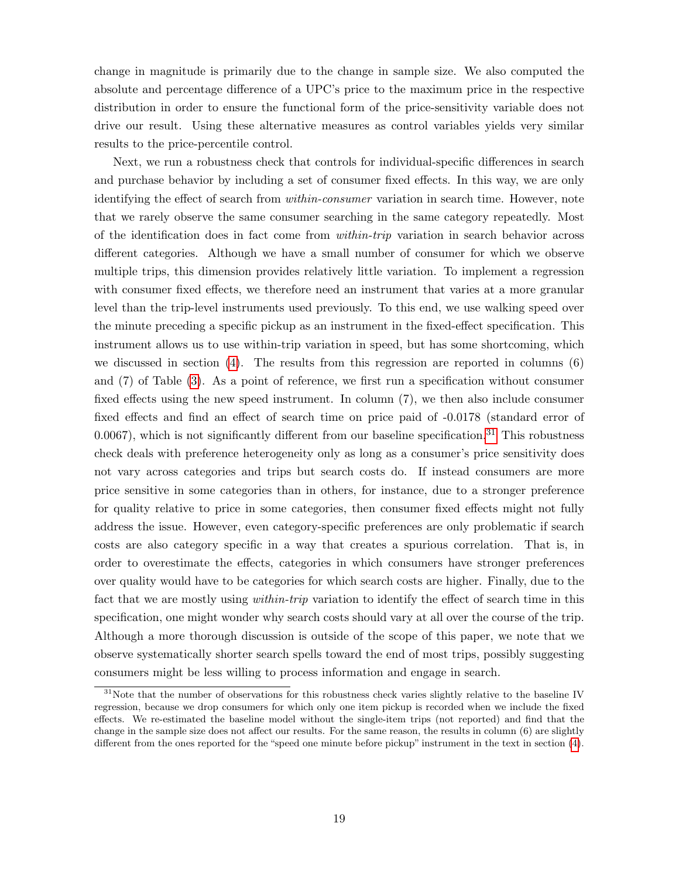change in magnitude is primarily due to the change in sample size. We also computed the absolute and percentage difference of a UPC's price to the maximum price in the respective distribution in order to ensure the functional form of the price-sensitivity variable does not drive our result. Using these alternative measures as control variables yields very similar results to the price-percentile control.

Next, we run a robustness check that controls for individual-specific differences in search and purchase behavior by including a set of consumer fixed effects. In this way, we are only identifying the effect of search from *within-consumer* variation in search time. However, note that we rarely observe the same consumer searching in the same category repeatedly. Most of the identification does in fact come from *within-trip* variation in search behavior across different categories. Although we have a small number of consumer for which we observe multiple trips, this dimension provides relatively little variation. To implement a regression with consumer fixed effects, we therefore need an instrument that varies at a more granular level than the trip-level instruments used previously. To this end, we use walking speed over the minute preceding a specific pickup as an instrument in the fixed-effect specification. This instrument allows us to use within-trip variation in speed, but has some shortcoming, which we discussed in section (4). The results from this regression are reported in columns (6) and (7) of Table (3). As a point of reference, we first run a specification without consumer fixed effects using the new speed instrument. In column (7), we then also include consumer fixed effects and find an effect of search time on price paid of -0.0178 (standard error of 0.0067), which is not significantly different from our baseline specification.[31] This robustness check deals with preference heterogeneity only as long as a consumer's price sensitivity does not vary across categories and trips but search costs do. If instead consumers are more price sensitive in some categories than in others, for instance, due to a stronger preference for quality relative to price in some categories, then consumer fixed effects might not fully address the issue. However, even category-specific preferences are only problematic if search costs are also category specific in a way that creates a spurious correlation. That is, in order to overestimate the effects, categories in which consumers have stronger preferences over quality would have to be categories for which search costs are higher. Finally, due to the fact that we are mostly using *within-trip* variation to identify the effect of search time in this specification, one might wonder why search costs should vary at all over the course of the trip. Although a more thorough discussion is outside of the scope of this paper, we note that we observe systematically shorter search spells toward the end of most trips, possibly suggesting consumers might be less willing to process information and engage in search.

[31] Note that the number of observations for this robustness check varies slightly relative to the baseline IV regression, because we drop consumers for which only one item pickup is recorded when we include the fixed effects. We re-estimated the baseline model without the single-item trips (not reported) and find that the change in the sample size does not affect our results. For the same reason, the results in column (6) are slightly different from the ones reported for the "speed one minute before pickup" instrument in the text in section (4).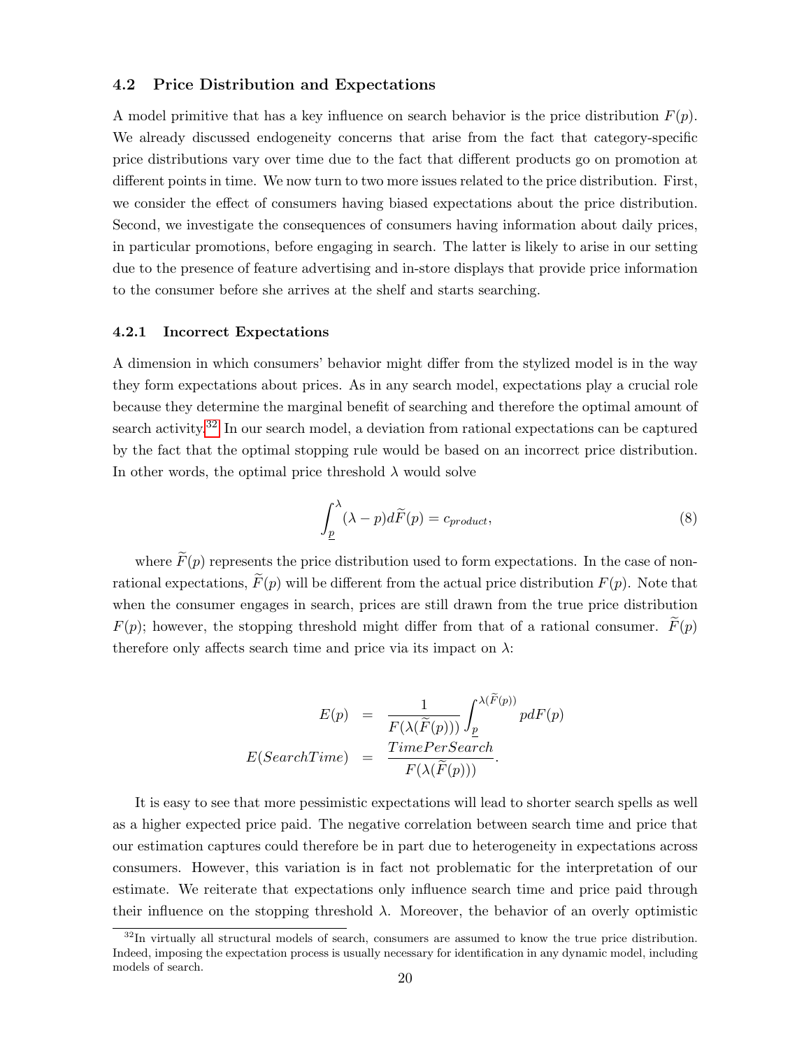## 4.2 Price Distribution and Expectations

A model primitive that has a key influence on search behavior is the price distribution $F(p)$. We already discussed endogeneity concerns that arise from the fact that category-specific price distributions vary over time due to the fact that different products go on promotion at different points in time. We now turn to two more issues related to the price distribution. First, we consider the effect of consumers having biased expectations about the price distribution. Second, we investigate the consequences of consumers having information about daily prices, in particular promotions, before engaging in search. The latter is likely to arise in our setting due to the presence of feature advertising and in-store displays that provide price information to the consumer before she arrives at the shelf and starts searching.

### 4.2.1 Incorrect Expectations

A dimension in which consumers' behavior might differ from the stylized model is in the way they form expectations about prices. As in any search model, expectations play a crucial role because they determine the marginal benefit of searching and therefore the optimal amount of search activity.[32] In our search model, a deviation from rational expectations can be captured by the fact that the optimal stopping rule would be based on an incorrect price distribution. In other words, the optimal price threshold $\lambda$ would solve

$$\int_{\underline{p}}^{\lambda} (\lambda - p) d\widetilde{F}(p) = c_{product}, \tag{8}$$

where $\widetilde{F}(p)$ represents the price distribution used to form expectations. In the case of non-rational expectations, $\widetilde{F}(p)$ will be different from the actual price distribution $F(p)$. Note that when the consumer engages in search, prices are still drawn from the true price distribution $F(p)$; however, the stopping threshold might differ from that of a rational consumer. $\widetilde{F}(p)$ therefore only affects search time and price via its impact on $\lambda$:

$$\begin{aligned} E(p) &= \frac{1}{F(\lambda(\widetilde{F}(p)))} \int_{\underline{p}}^{\lambda(\widetilde{F}(p))} p dF(p) \\ E(SearchTime) &= \frac{TimePerSearch}{F(\lambda(\widetilde{F}(p)))}. \end{aligned}$$

It is easy to see that more pessimistic expectations will lead to shorter search spells as well as a higher expected price paid. The negative correlation between search time and price that our estimation captures could therefore be in part due to heterogeneity in expectations across consumers. However, this variation is in fact not problematic for the interpretation of our estimate. We reiterate that expectations only influence search time and price paid through their influence on the stopping threshold $\lambda$. Moreover, the behavior of an overly optimistic

[32] In virtually all structural models of search, consumers are assumed to know the true price distribution. Indeed, imposing the expectation process is usually necessary for identification in any dynamic model, including models of search.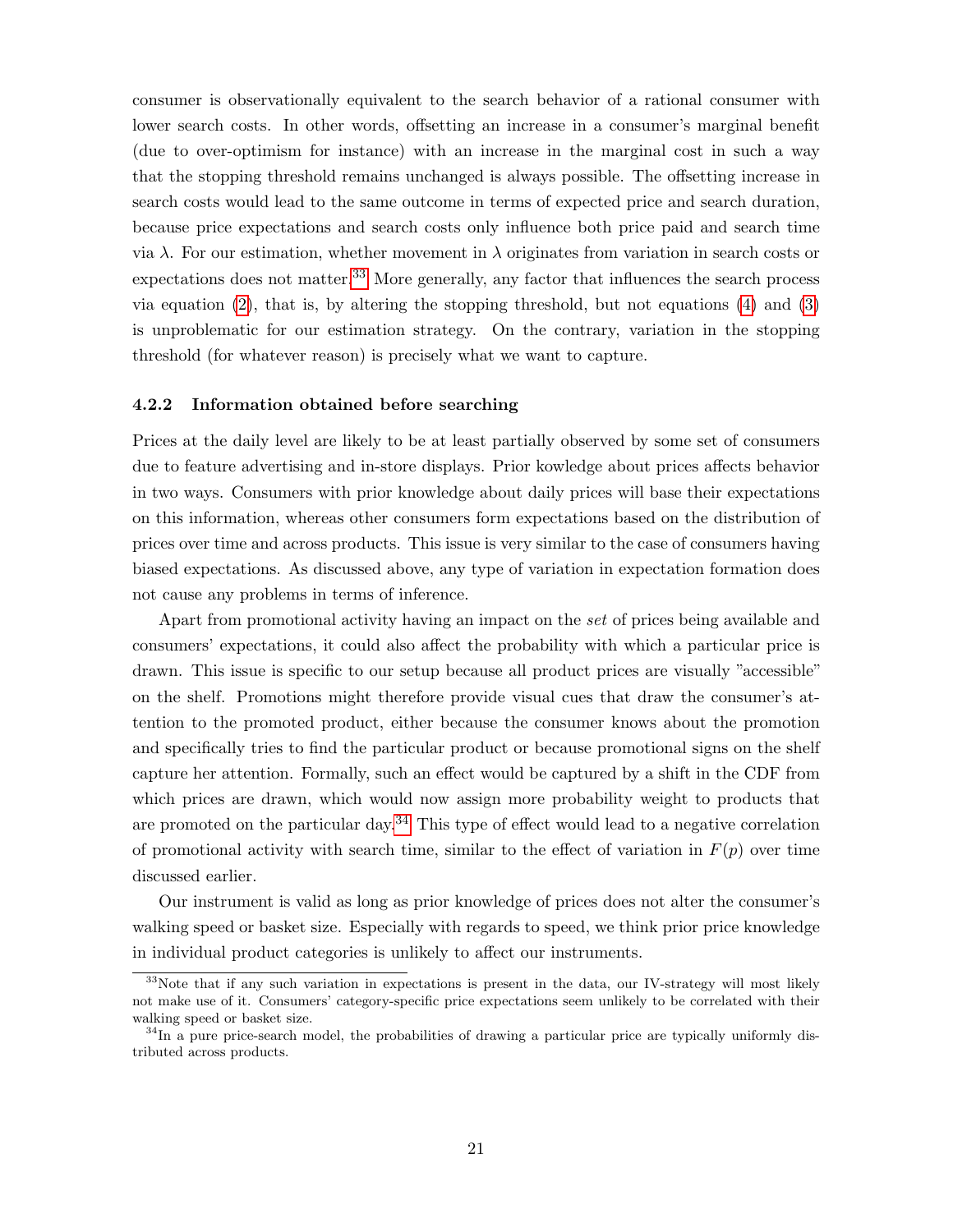consumer is observationally equivalent to the search behavior of a rational consumer with lower search costs. In other words, offsetting an increase in a consumer's marginal benefit (due to over-optimism for instance) with an increase in the marginal cost in such a way that the stopping threshold remains unchanged is always possible. The offsetting increase in search costs would lead to the same outcome in terms of expected price and search duration, because price expectations and search costs only influence both price paid and search time via $\lambda$. For our estimation, whether movement in $\lambda$ originates from variation in search costs or expectations does not matter.[33] More generally, any factor that influences the search process via equation (2), that is, by altering the stopping threshold, but not equations (4) and (3) is unproblematic for our estimation strategy. On the contrary, variation in the stopping threshold (for whatever reason) is precisely what we want to capture.

### 4.2.2 Information obtained before searching

Prices at the daily level are likely to be at least partially observed by some set of consumers due to feature advertising and in-store displays. Prior kowledge about prices affects behavior in two ways. Consumers with prior knowledge about daily prices will base their expectations on this information, whereas other consumers form expectations based on the distribution of prices over time and across products. This issue is very similar to the case of consumers having biased expectations. As discussed above, any type of variation in expectation formation does not cause any problems in terms of inference.

Apart from promotional activity having an impact on the *set* of prices being available and consumers' expectations, it could also affect the probability with which a particular price is drawn. This issue is specific to our setup because all product prices are visually "accessible" on the shelf. Promotions might therefore provide visual cues that draw the consumer's attention to the promoted product, either because the consumer knows about the promotion and specifically tries to find the particular product or because promotional signs on the shelf capture her attention. Formally, such an effect would be captured by a shift in the CDF from which prices are drawn, which would now assign more probability weight to products that are promoted on the particular day.[34] This type of effect would lead to a negative correlation of promotional activity with search time, similar to the effect of variation in $F(p)$ over time discussed earlier.

Our instrument is valid as long as prior knowledge of prices does not alter the consumer's walking speed or basket size. Especially with regards to speed, we think prior price knowledge in individual product categories is unlikely to affect our instruments.

---

[33] Note that if any such variation in expectations is present in the data, our IV-strategy will most likely not make use of it. Consumers' category-specific price expectations seem unlikely to be correlated with their walking speed or basket size.

[34] In a pure price-search model, the probabilities of drawing a particular price are typically uniformly distributed across products.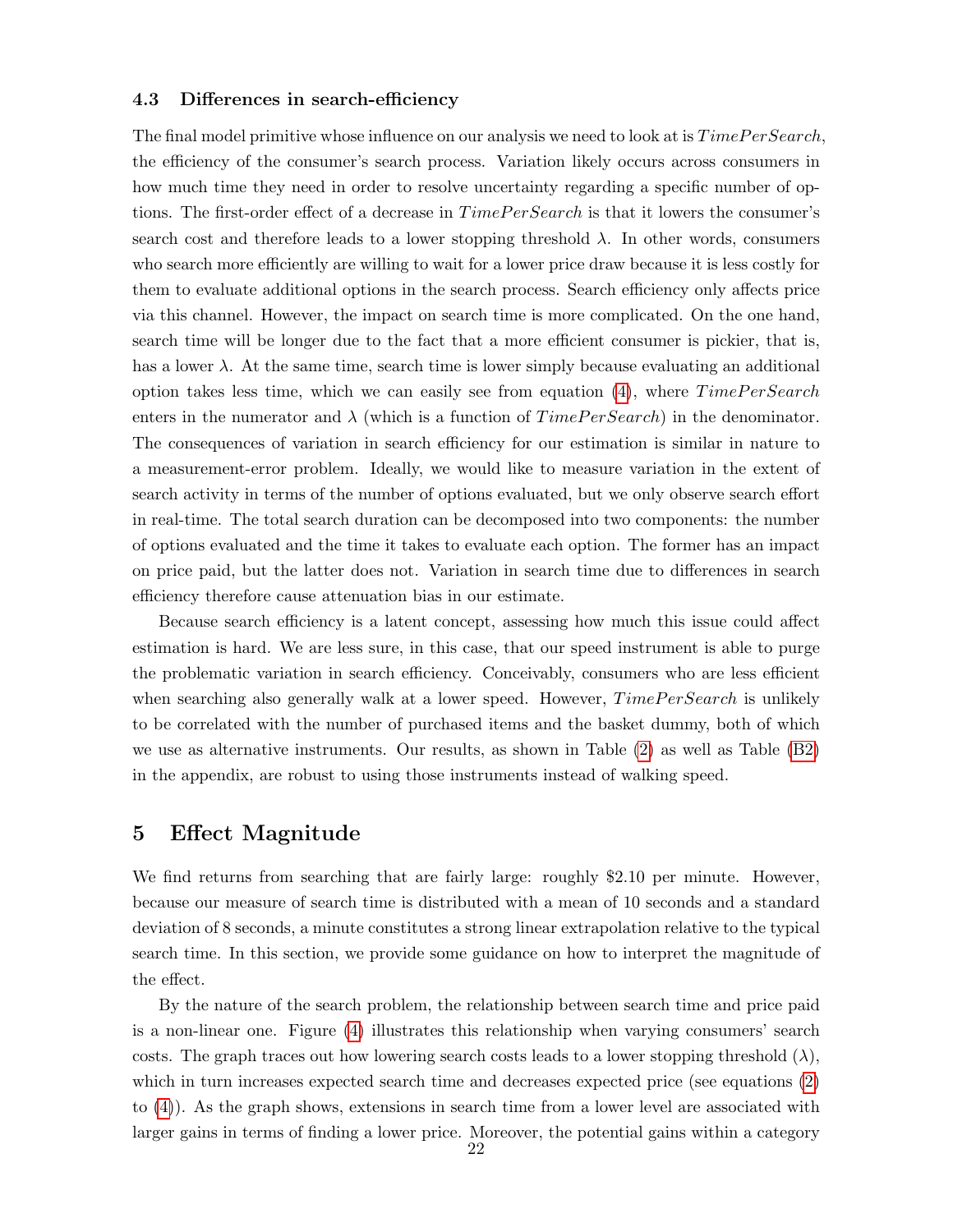### 4.3 Differences in search-efficiency

The final model primitive whose influence on our analysis we need to look at is $TimePerSearch$, the efficiency of the consumer's search process. Variation likely occurs across consumers in how much time they need in order to resolve uncertainty regarding a specific number of options. The first-order effect of a decrease in $TimePerSearch$ is that it lowers the consumer's search cost and therefore leads to a lower stopping threshold $\lambda$. In other words, consumers who search more efficiently are willing to wait for a lower price draw because it is less costly for them to evaluate additional options in the search process. Search efficiency only affects price via this channel. However, the impact on search time is more complicated. On the one hand, search time will be longer due to the fact that a more efficient consumer is pickier, that is, has a lower $\lambda$. At the same time, search time is lower simply because evaluating an additional option takes less time, which we can easily see from equation (4), where $TimePerSearch$ enters in the numerator and $\lambda$ (which is a function of $TimePerSearch$) in the denominator. The consequences of variation in search efficiency for our estimation is similar in nature to a measurement-error problem. Ideally, we would like to measure variation in the extent of search activity in terms of the number of options evaluated, but we only observe search effort in real-time. The total search duration can be decomposed into two components: the number of options evaluated and the time it takes to evaluate each option. The former has an impact on price paid, but the latter does not. Variation in search time due to differences in search efficiency therefore cause attenuation bias in our estimate.

Because search efficiency is a latent concept, assessing how much this issue could affect estimation is hard. We are less sure, in this case, that our speed instrument is able to purge the problematic variation in search efficiency. Conceivably, consumers who are less efficient when searching also generally walk at a lower speed. However, $TimePerSearch$ is unlikely to be correlated with the number of purchased items and the basket dummy, both of which we use as alternative instruments. Our results, as shown in Table (2) as well as Table (B2) in the appendix, are robust to using those instruments instead of walking speed.

## 5 Effect Magnitude

We find returns from searching that are fairly large: roughly $2.10 per minute. However, because our measure of search time is distributed with a mean of 10 seconds and a standard deviation of 8 seconds, a minute constitutes a strong linear extrapolation relative to the typical search time. In this section, we provide some guidance on how to interpret the magnitude of the effect.

By the nature of the search problem, the relationship between search time and price paid is a non-linear one. Figure (4) illustrates this relationship when varying consumers' search costs. The graph traces out how lowering search costs leads to a lower stopping threshold ($\lambda$), which in turn increases expected search time and decreases expected price (see equations (2) to (4)). As the graph shows, extensions in search time from a lower level are associated with larger gains in terms of finding a lower price. Moreover, the potential gains within a category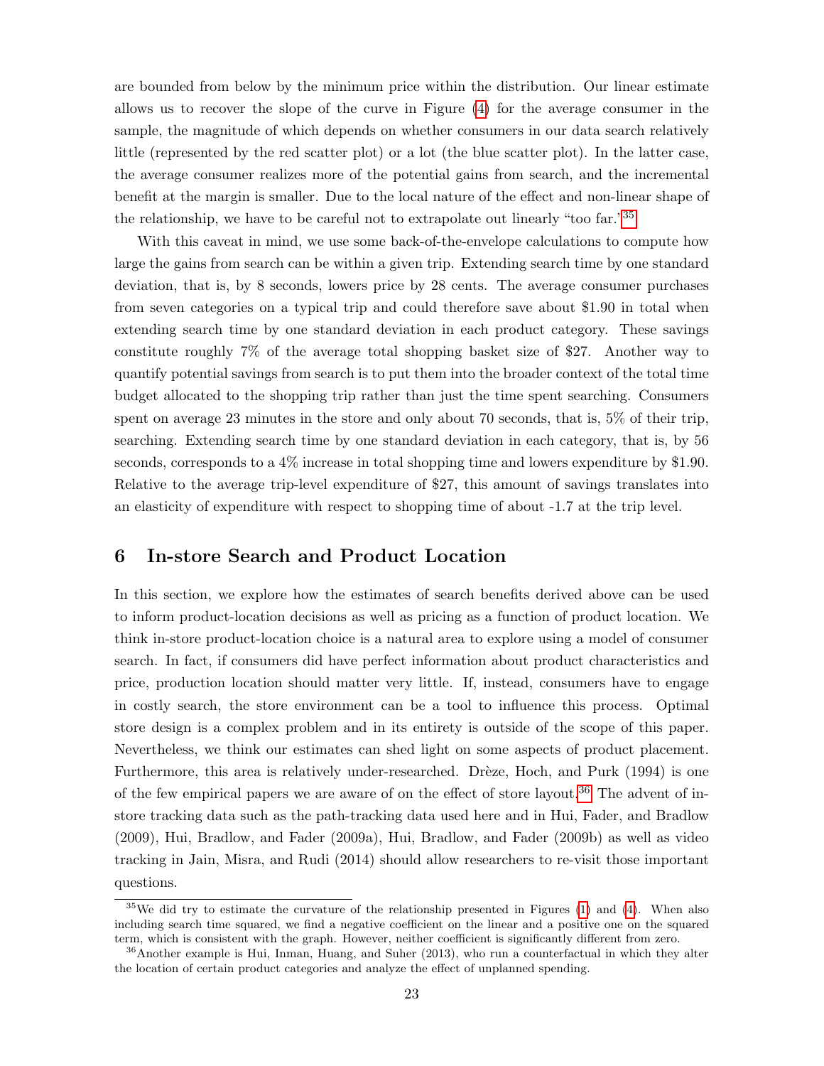are bounded from below by the minimum price within the distribution. Our linear estimate allows us to recover the slope of the curve in Figure (4) for the average consumer in the sample, the magnitude of which depends on whether consumers in our data search relatively little (represented by the red scatter plot) or a lot (the blue scatter plot). In the latter case, the average consumer realizes more of the potential gains from search, and the incremental benefit at the margin is smaller. Due to the local nature of the effect and non-linear shape of the relationship, we have to be careful not to extrapolate out linearly "too far."[35]

With this caveat in mind, we use some back-of-the-envelope calculations to compute how large the gains from search can be within a given trip. Extending search time by one standard deviation, that is, by 8 seconds, lowers price by 28 cents. The average consumer purchases from seven categories on a typical trip and could therefore save about \$1.90 in total when extending search time by one standard deviation in each product category. These savings constitute roughly 7% of the average total shopping basket size of \$27. Another way to quantify potential savings from search is to put them into the broader context of the total time budget allocated to the shopping trip rather than just the time spent searching. Consumers spent on average 23 minutes in the store and only about 70 seconds, that is, 5% of their trip, searching. Extending search time by one standard deviation in each category, that is, by 56 seconds, corresponds to a 4% increase in total shopping time and lowers expenditure by \$1.90. Relative to the average trip-level expenditure of \$27, this amount of savings translates into an elasticity of expenditure with respect to shopping time of about -1.7 at the trip level.

# 6 In-store Search and Product Location

In this section, we explore how the estimates of search benefits derived above can be used to inform product-location decisions as well as pricing as a function of product location. We think in-store product-location choice is a natural area to explore using a model of consumer search. In fact, if consumers did have perfect information about product characteristics and price, production location should matter very little. If, instead, consumers have to engage in costly search, the store environment can be a tool to influence this process. Optimal store design is a complex problem and in its entirety is outside of the scope of this paper. Nevertheless, we think our estimates can shed light on some aspects of product placement. Furthermore, this area is relatively under-researched. Drèze, Hoch, and Purk (1994) is one of the few empirical papers we are aware of on the effect of store layout.[36] The advent of in-store tracking data such as the path-tracking data used here and in Hui, Fader, and Bradlow (2009), Hui, Bradlow, and Fader (2009a), Hui, Bradlow, and Fader (2009b) as well as video tracking in Jain, Misra, and Rudi (2014) should allow researchers to re-visit those important questions.

[35] We did try to estimate the curvature of the relationship presented in Figures (1) and (4). When also including search time squared, we find a negative coefficient on the linear and a positive one on the squared term, which is consistent with the graph. However, neither coefficient is significantly different from zero.

[36] Another example is Hui, Inman, Huang, and Suher (2013), who run a counterfactual in which they alter the location of certain product categories and analyze the effect of unplanned spending.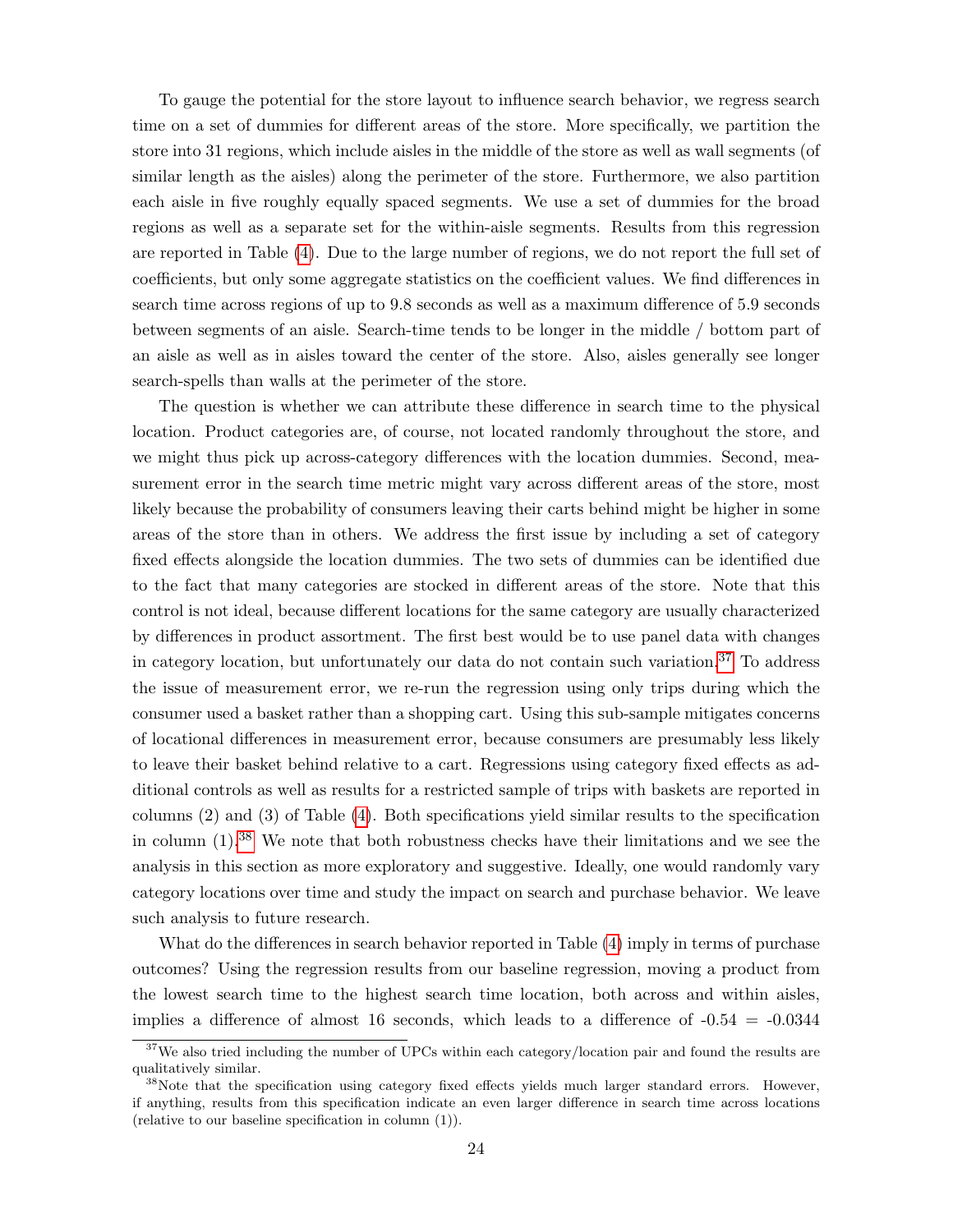To gauge the potential for the store layout to influence search behavior, we regress search time on a set of dummies for different areas of the store. More specifically, we partition the store into 31 regions, which include aisles in the middle of the store as well as wall segments (of similar length as the aisles) along the perimeter of the store. Furthermore, we also partition each aisle in five roughly equally spaced segments. We use a set of dummies for the broad regions as well as a separate set for the within-aisle segments. Results from this regression are reported in Table (4). Due to the large number of regions, we do not report the full set of coefficients, but only some aggregate statistics on the coefficient values. We find differences in search time across regions of up to 9.8 seconds as well as a maximum difference of 5.9 seconds between segments of an aisle. Search-time tends to be longer in the middle / bottom part of an aisle as well as in aisles toward the center of the store. Also, aisles generally see longer search-spells than walls at the perimeter of the store.

The question is whether we can attribute these difference in search time to the physical location. Product categories are, of course, not located randomly throughout the store, and we might thus pick up across-category differences with the location dummies. Second, measurement error in the search time metric might vary across different areas of the store, most likely because the probability of consumers leaving their carts behind might be higher in some areas of the store than in others. We address the first issue by including a set of category fixed effects alongside the location dummies. The two sets of dummies can be identified due to the fact that many categories are stocked in different areas of the store. Note that this control is not ideal, because different locations for the same category are usually characterized by differences in product assortment. The first best would be to use panel data with changes in category location, but unfortunately our data do not contain such variation.[37] To address the issue of measurement error, we re-run the regression using only trips during which the consumer used a basket rather than a shopping cart. Using this sub-sample mitigates concerns of locational differences in measurement error, because consumers are presumably less likely to leave their basket behind relative to a cart. Regressions using category fixed effects as additional controls as well as results for a restricted sample of trips with baskets are reported in columns (2) and (3) of Table (4). Both specifications yield similar results to the specification in column (1).[38] We note that both robustness checks have their limitations and we see the analysis in this section as more exploratory and suggestive. Ideally, one would randomly vary category locations over time and study the impact on search and purchase behavior. We leave such analysis to future research.

What do the differences in search behavior reported in Table (4) imply in terms of purchase outcomes? Using the regression results from our baseline regression, moving a product from the lowest search time to the highest search time location, both across and within aisles, implies a difference of almost 16 seconds, which leads to a difference of -0.54 = -0.0344

[37] We also tried including the number of UPCs within each category/location pair and found the results are qualitatively similar.

[38] Note that the specification using category fixed effects yields much larger standard errors. However, if anything, results from this specification indicate an even larger difference in search time across locations (relative to our baseline specification in column (1)).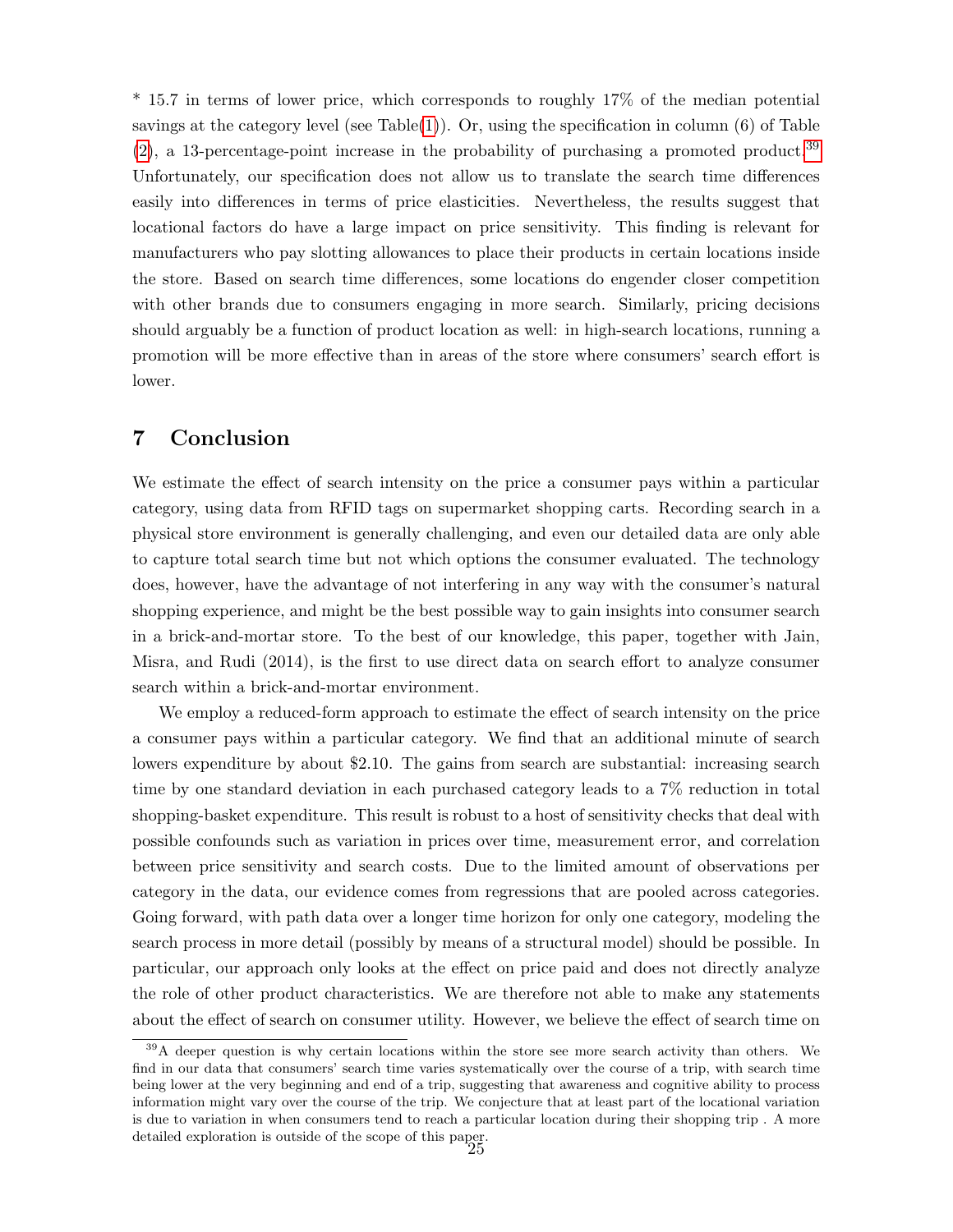* 15.7 in terms of lower price, which corresponds to roughly 17% of the median potential savings at the category level (see Table(1)). Or, using the specification in column (6) of Table (2), a 13-percentage-point increase in the probability of purchasing a promoted product.[39] Unfortunately, our specification does not allow us to translate the search time differences easily into differences in terms of price elasticities. Nevertheless, the results suggest that locational factors do have a large impact on price sensitivity. This finding is relevant for manufacturers who pay slotting allowances to place their products in certain locations inside the store. Based on search time differences, some locations do engender closer competition with other brands due to consumers engaging in more search. Similarly, pricing decisions should arguably be a function of product location as well: in high-search locations, running a promotion will be more effective than in areas of the store where consumers' search effort is lower.

## 7 Conclusion

We estimate the effect of search intensity on the price a consumer pays within a particular category, using data from RFID tags on supermarket shopping carts. Recording search in a physical store environment is generally challenging, and even our detailed data are only able to capture total search time but not which options the consumer evaluated. The technology does, however, have the advantage of not interfering in any way with the consumer's natural shopping experience, and might be the best possible way to gain insights into consumer search in a brick-and-mortar store. To the best of our knowledge, this paper, together with Jain, Misra, and Rudi (2014), is the first to use direct data on search effort to analyze consumer search within a brick-and-mortar environment.

We employ a reduced-form approach to estimate the effect of search intensity on the price a consumer pays within a particular category. We find that an additional minute of search lowers expenditure by about $2.10. The gains from search are substantial: increasing search time by one standard deviation in each purchased category leads to a 7% reduction in total shopping-basket expenditure. This result is robust to a host of sensitivity checks that deal with possible confounds such as variation in prices over time, measurement error, and correlation between price sensitivity and search costs. Due to the limited amount of observations per category in the data, our evidence comes from regressions that are pooled across categories. Going forward, with path data over a longer time horizon for only one category, modeling the search process in more detail (possibly by means of a structural model) should be possible. In particular, our approach only looks at the effect on price paid and does not directly analyze the role of other product characteristics. We are therefore not able to make any statements about the effect of search on consumer utility. However, we believe the effect of search time on

[39] A deeper question is why certain locations within the store see more search activity than others. We find in our data that consumers' search time varies systematically over the course of a trip, with search time being lower at the very beginning and end of a trip, suggesting that awareness and cognitive ability to process information might vary over the course of the trip. We conjecture that at least part of the locational variation is due to variation in when consumers tend to reach a particular location during their shopping trip . A more detailed exploration is outside of the scope of this paper.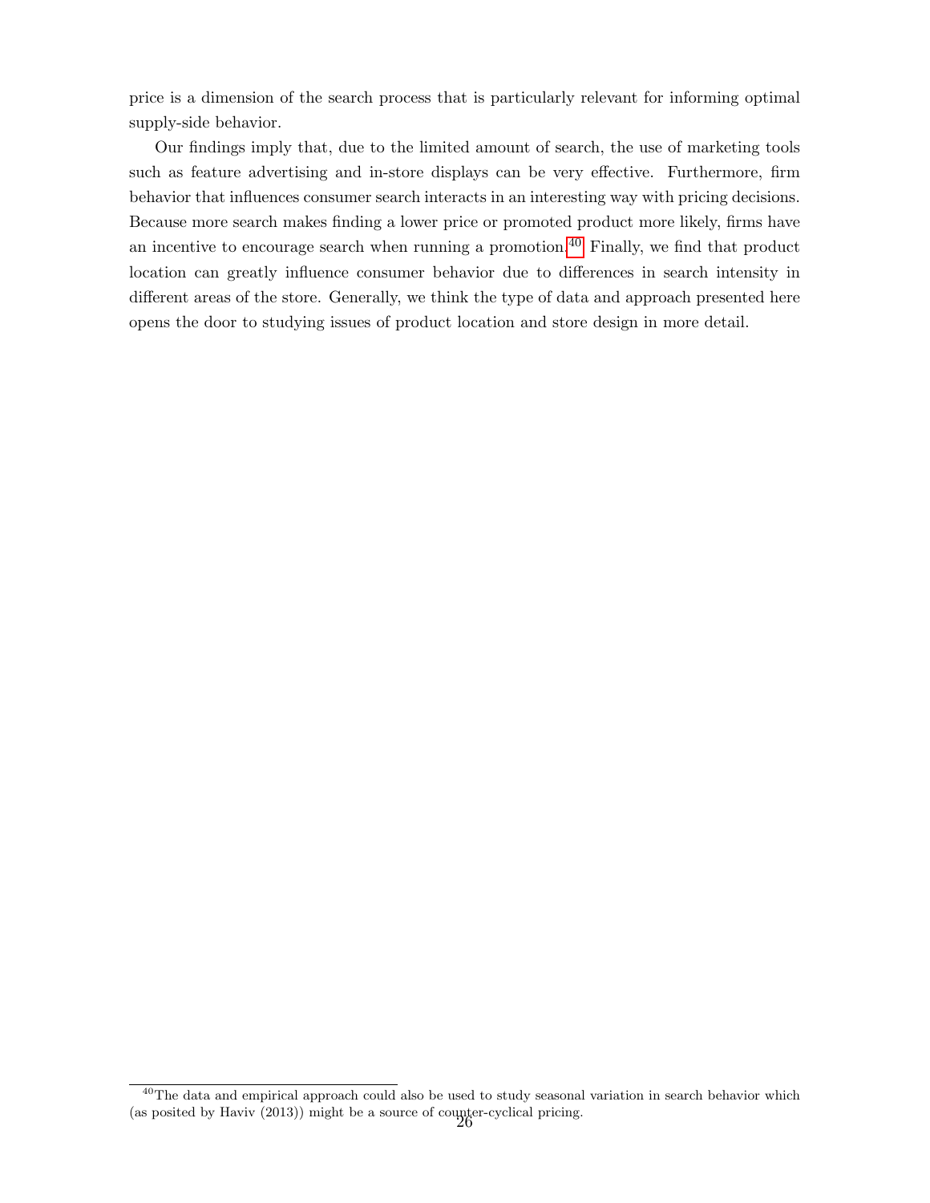price is a dimension of the search process that is particularly relevant for informing optimal supply-side behavior.

Our findings imply that, due to the limited amount of search, the use of marketing tools such as feature advertising and in-store displays can be very effective. Furthermore, firm behavior that influences consumer search interacts in an interesting way with pricing decisions. Because more search makes finding a lower price or promoted product more likely, firms have an incentive to encourage search when running a promotion.[40] Finally, we find that product location can greatly influence consumer behavior due to differences in search intensity in different areas of the store. Generally, we think the type of data and approach presented here opens the door to studying issues of product location and store design in more detail.

[40] The data and empirical approach could also be used to study seasonal variation in search behavior which (as posited by Haviv (2013)) might be a source of counter-cyclical pricing.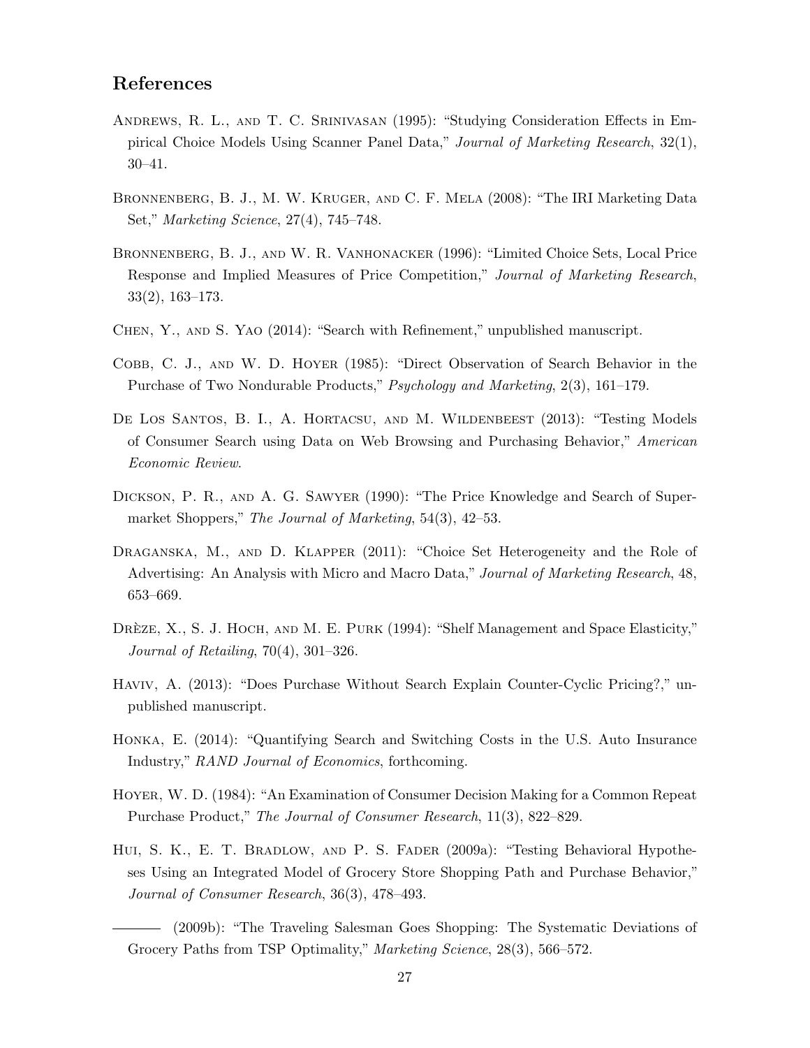## References

Andrews, R. L., and T. C. Srinivasan (1995): "Studying Consideration Effects in Empirical Choice Models Using Scanner Panel Data," *Journal of Marketing Research*, 32(1), 30–41.

Bronnenberg, B. J., M. W. Kruger, and C. F. Mela (2008): "The IRI Marketing Data Set," *Marketing Science*, 27(4), 745–748.

Bronnenberg, B. J., and W. R. Vanhonacker (1996): "Limited Choice Sets, Local Price Response and Implied Measures of Price Competition," *Journal of Marketing Research*, 33(2), 163–173.

Chen, Y., and S. Yao (2014): "Search with Refinement," unpublished manuscript.

Cobb, C. J., and W. D. Hoyer (1985): "Direct Observation of Search Behavior in the Purchase of Two Nondurable Products," *Psychology and Marketing*, 2(3), 161–179.

De Los Santos, B. I., A. Hortacsu, and M. Wildenbeest (2013): "Testing Models of Consumer Search using Data on Web Browsing and Purchasing Behavior," *American Economic Review*.

Dickson, P. R., and A. G. Sawyer (1990): "The Price Knowledge and Search of Supermarket Shoppers," *The Journal of Marketing*, 54(3), 42–53.

Draganska, M., and D. Klapper (2011): "Choice Set Heterogeneity and the Role of Advertising: An Analysis with Micro and Macro Data," *Journal of Marketing Research*, 48, 653–669.

Drèze, X., S. J. Hoch, and M. E. Purk (1994): "Shelf Management and Space Elasticity," *Journal of Retailing*, 70(4), 301–326.

Haviv, A. (2013): "Does Purchase Without Search Explain Counter-Cyclic Pricing?," unpublished manuscript.

Honka, E. (2014): "Quantifying Search and Switching Costs in the U.S. Auto Insurance Industry," *RAND Journal of Economics*, forthcoming.

Hoyer, W. D. (1984): "An Examination of Consumer Decision Making for a Common Repeat Purchase Product," *The Journal of Consumer Research*, 11(3), 822–829.

Hui, S. K., E. T. Bradlow, and P. S. Fader (2009a): "Testing Behavioral Hypotheses Using an Integrated Model of Grocery Store Shopping Path and Purchase Behavior," *Journal of Consumer Research*, 36(3), 478–493.

——— (2009b): "The Traveling Salesman Goes Shopping: The Systematic Deviations of Grocery Paths from TSP Optimality," *Marketing Science*, 28(3), 566–572.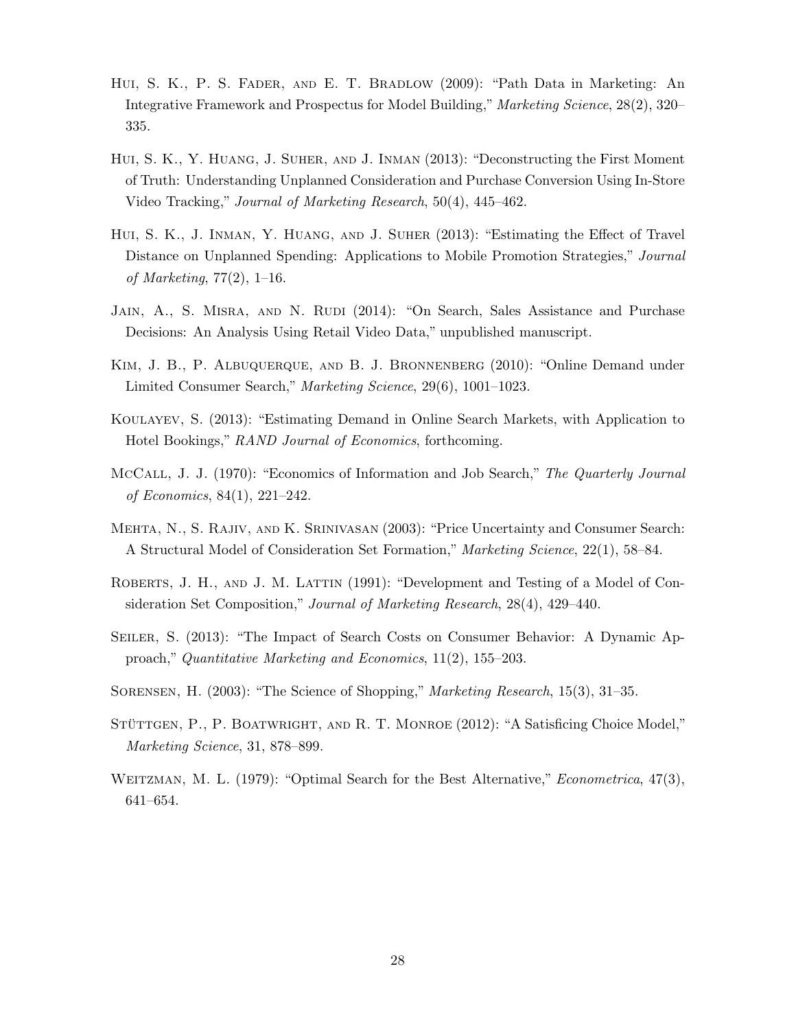Hui, S. K., P. S. Fader, and E. T. Bradlow (2009): "Path Data in Marketing: An Integrative Framework and Prospectus for Model Building," *Marketing Science*, 28(2), 320–335.

Hui, S. K., Y. Huang, J. Suher, and J. Inman (2013): "Deconstructing the First Moment of Truth: Understanding Unplanned Consideration and Purchase Conversion Using In-Store Video Tracking," *Journal of Marketing Research*, 50(4), 445–462.

Hui, S. K., J. Inman, Y. Huang, and J. Suher (2013): "Estimating the Effect of Travel Distance on Unplanned Spending: Applications to Mobile Promotion Strategies," *Journal of Marketing*, 77(2), 1–16.

Jain, A., S. Misra, and N. Rudi (2014): "On Search, Sales Assistance and Purchase Decisions: An Analysis Using Retail Video Data," unpublished manuscript.

Kim, J. B., P. Albuquerque, and B. J. Bronnenberg (2010): "Online Demand under Limited Consumer Search," *Marketing Science*, 29(6), 1001–1023.

Koulayev, S. (2013): "Estimating Demand in Online Search Markets, with Application to Hotel Bookings," *RAND Journal of Economics*, forthcoming.

McCall, J. J. (1970): "Economics of Information and Job Search," *The Quarterly Journal of Economics*, 84(1), 221–242.

Mehta, N., S. Rajiv, and K. Srinivasan (2003): "Price Uncertainty and Consumer Search: A Structural Model of Consideration Set Formation," *Marketing Science*, 22(1), 58–84.

Roberts, J. H., and J. M. Lattin (1991): "Development and Testing of a Model of Consideration Set Composition," *Journal of Marketing Research*, 28(4), 429–440.

Seiler, S. (2013): "The Impact of Search Costs on Consumer Behavior: A Dynamic Approach," *Quantitative Marketing and Economics*, 11(2), 155–203.

Sorensen, H. (2003): "The Science of Shopping," *Marketing Research*, 15(3), 31–35.

Stüttgen, P., P. Boatwright, and R. T. Monroe (2012): "A Satisficing Choice Model," *Marketing Science*, 31, 878–899.

Weitzman, M. L. (1979): "Optimal Search for the Best Alternative," *Econometrica*, 47(3), 641–654.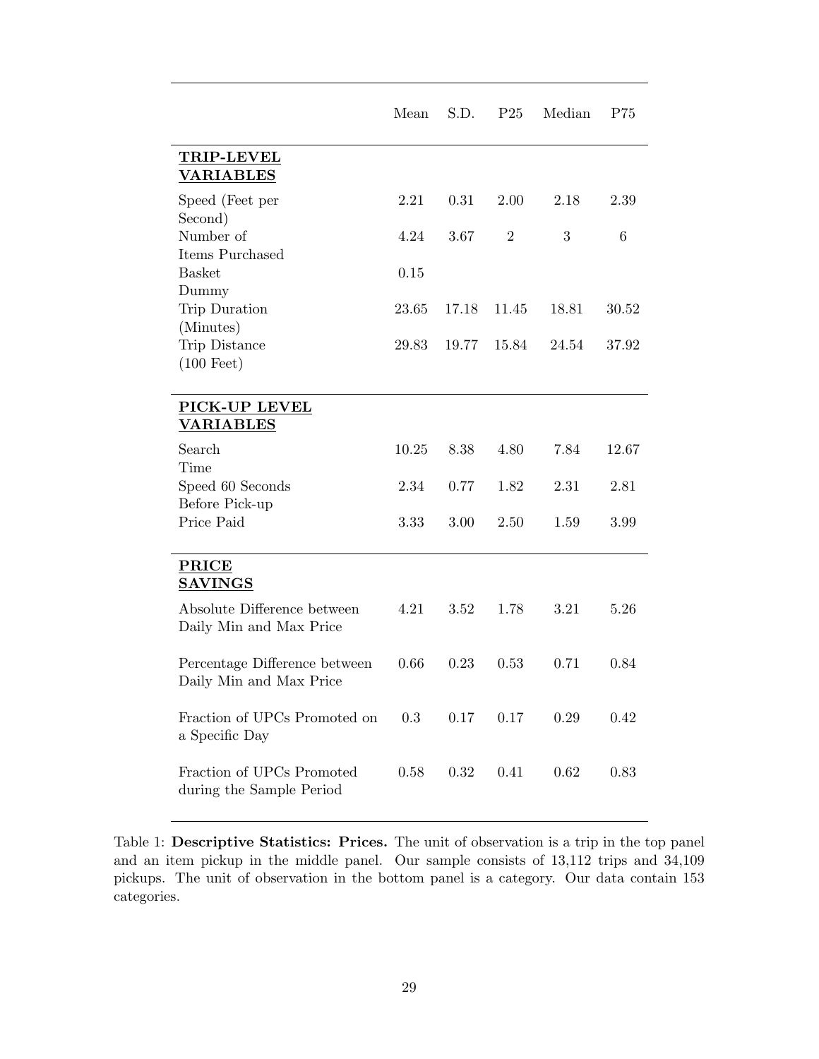| | Mean | S.D. | P25 | Median | P75 |
|---|---|---|---|---|---|
| **TRIP-LEVEL VARIABLES** | | | | | |
| Speed (Feet per Second) | 2.21 | 0.31 | 2.00 | 2.18 | 2.39 |
| Number of Items Purchased | 4.24 | 3.67 | 2 | 3 | 6 |
| Basket Dummy | 0.15 | | | | |
| Trip Duration (Minutes) | 23.65 | 17.18 | 11.45 | 18.81 | 30.52 |
| Trip Distance (100 Feet) | 29.83 | 19.77 | 15.84 | 24.54 | 37.92 |
| **PICK-UP LEVEL VARIABLES** | | | | | |
| Search Time | 10.25 | 8.38 | 4.80 | 7.84 | 12.67 |
| Speed 60 Seconds Before Pick-up | 2.34 | 0.77 | 1.82 | 2.31 | 2.81 |
| Price Paid | 3.33 | 3.00 | 2.50 | 1.59 | 3.99 |
| **PRICE SAVINGS** | | | | | |
| Absolute Difference between Daily Min and Max Price | 4.21 | 3.52 | 1.78 | 3.21 | 5.26 |
| Percentage Difference between Daily Min and Max Price | 0.66 | 0.23 | 0.53 | 0.71 | 0.84 |
| Fraction of UPCs Promoted on a Specific Day | 0.3 | 0.17 | 0.17 | 0.29 | 0.42 |
| Fraction of UPCs Promoted during the Sample Period | 0.58 | 0.32 | 0.41 | 0.62 | 0.83 |

Table 1: **Descriptive Statistics: Prices.** The unit of observation is a trip in the top panel and an item pickup in the middle panel. Our sample consists of 13,112 trips and 34,109 pickups. The unit of observation in the bottom panel is a category. Our data contain 153 categories.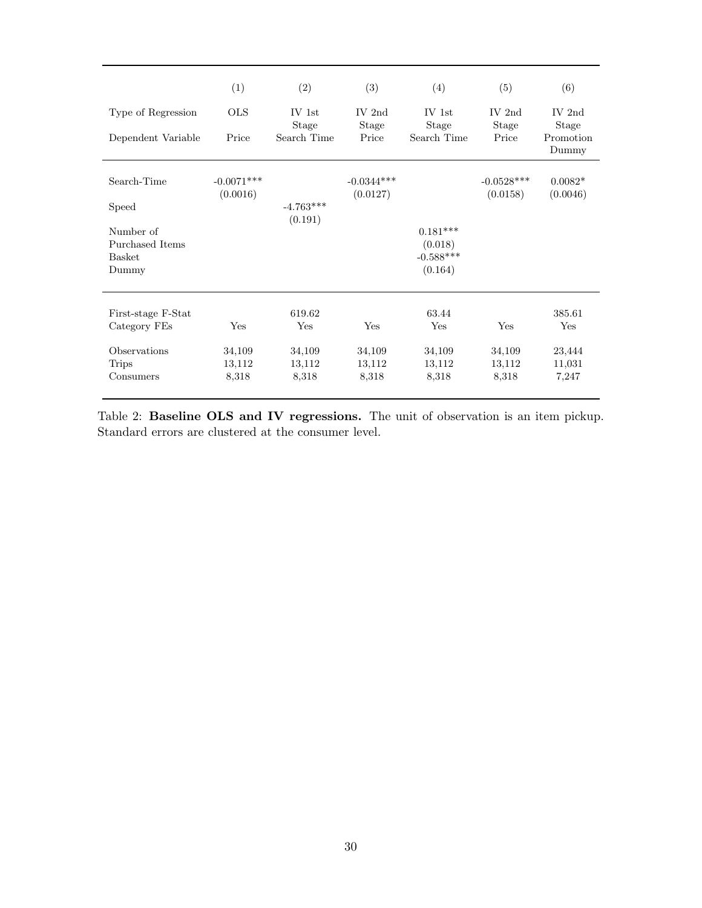| | (1) | (2) | (3) | (4) | (5) | (6) |
|---|---|---|---|---|---|---|
| Type of Regression | OLS | IV 1st Stage | IV 2nd Stage | IV 1st Stage | IV 2nd Stage | IV 2nd Stage |
| Dependent Variable | Price | Search Time | Price | Search Time | Price | Promotion Dummy |
| Search-Time | -0.0071*** | | -0.0344*** | | -0.0528*** | 0.0082* |
| | (0.0016) | | (0.0127) | | (0.0158) | (0.0046) |
| Speed | | -4.763*** | | | | |
| | | (0.191) | | | | |
| Number of Purchased Items | | | | 0.181*** | | |
| | | | | (0.018) | | |
| Basket Dummy | | | | -0.588*** | | |
| | | | | (0.164) | | |
| First-stage F-Stat | | 619.62 | | 63.44 | | 385.61 |
| Category FEs | Yes | Yes | Yes | Yes | Yes | Yes |
| Observations | 34,109 | 34,109 | 34,109 | 34,109 | 34,109 | 23,444 |
| Trips | 13,112 | 13,112 | 13,112 | 13,112 | 13,112 | 11,031 |
| Consumers | 8,318 | 8,318 | 8,318 | 8,318 | 8,318 | 7,247 |

Table 2: **Baseline OLS and IV regressions.** The unit of observation is an item pickup. Standard errors are clustered at the consumer level.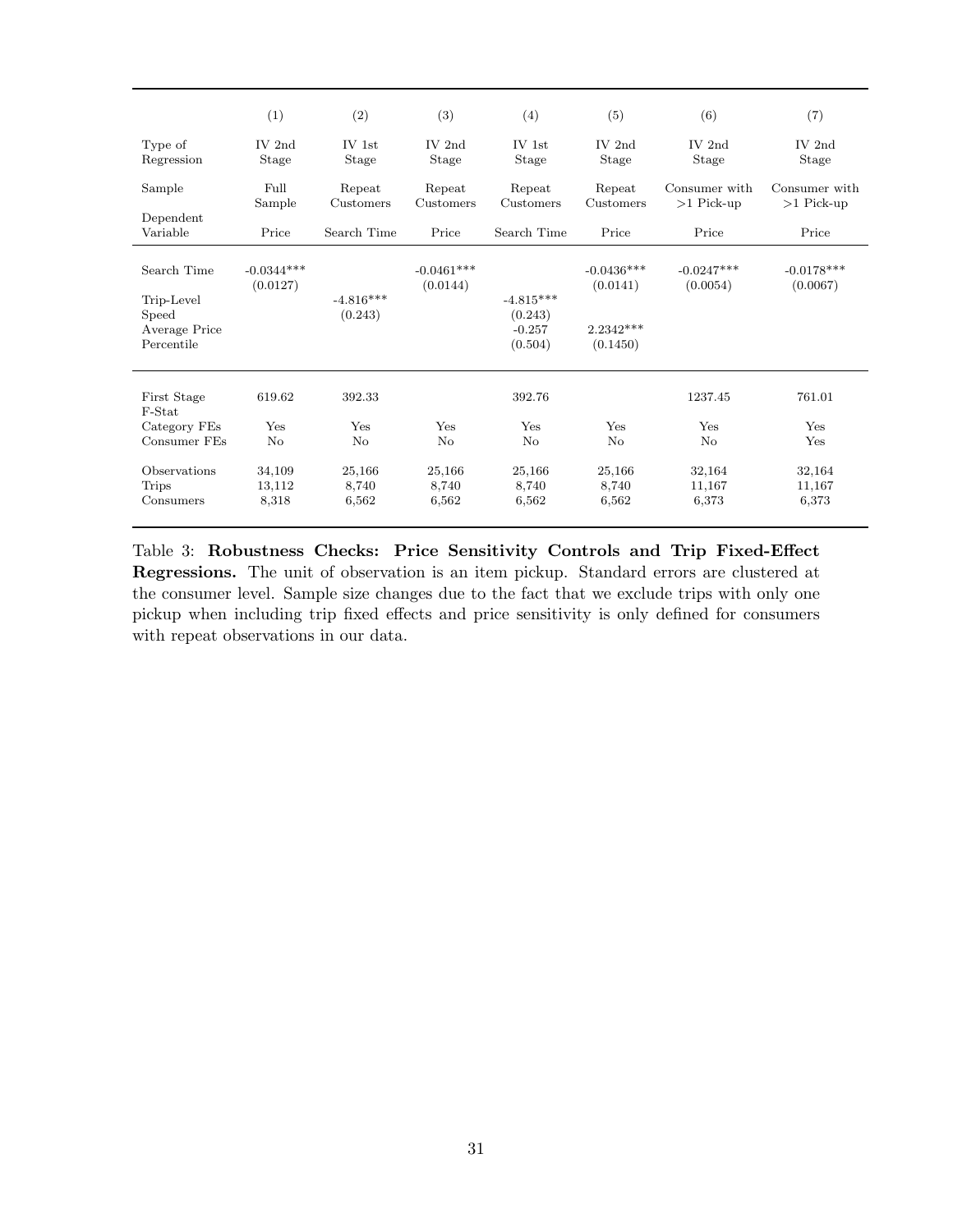| | (1) | (2) | (3) | (4) | (5) | (6) | (7) |
|---|---|---|---|---|---|---|---|
| Type of Regression | IV 2nd Stage | IV 1st Stage | IV 2nd Stage | IV 1st Stage | IV 2nd Stage | IV 2nd Stage | IV 2nd Stage |
| Sample | Full Sample | Repeat Customers | Repeat Customers | Repeat Customers | Repeat Customers | Consumer with >1 Pick-up | Consumer with >1 Pick-up |
| Dependent Variable | Price | Search Time | Price | Search Time | Price | Price | Price |
| Search Time | -0.0344*** | | -0.0461*** | | -0.0436*** | -0.0247*** | -0.0178*** |
| | (0.0127) | | (0.0144) | | (0.0141) | (0.0054) | (0.0067) |
| Trip-Level Speed | | -4.816*** | | -4.815*** | | | |
| | | (0.243) | | (0.243) | | | |
| Average Price Percentile | | | | -0.257 | 2.2342*** | | |
| | | | | (0.504) | (0.1450) | | |
| First Stage F-Stat | 619.62 | 392.33 | | 392.76 | | 1237.45 | 761.01 |
| Category FEs | Yes | Yes | Yes | Yes | Yes | Yes | Yes |
| Consumer FEs | No | No | No | No | No | No | Yes |
| Observations | 34,109 | 25,166 | 25,166 | 25,166 | 25,166 | 32,164 | 32,164 |
| Trips | 13,112 | 8,740 | 8,740 | 8,740 | 8,740 | 11,167 | 11,167 |
| Consumers | 8,318 | 6,562 | 6,562 | 6,562 | 6,562 | 6,373 | 6,373 |

Table 3: **Robustness Checks: Price Sensitivity Controls and Trip Fixed-Effect Regressions.** The unit of observation is an item pickup. Standard errors are clustered at the consumer level. Sample size changes due to the fact that we exclude trips with only one pickup when including trip fixed effects and price sensitivity is only defined for consumers with repeat observations in our data.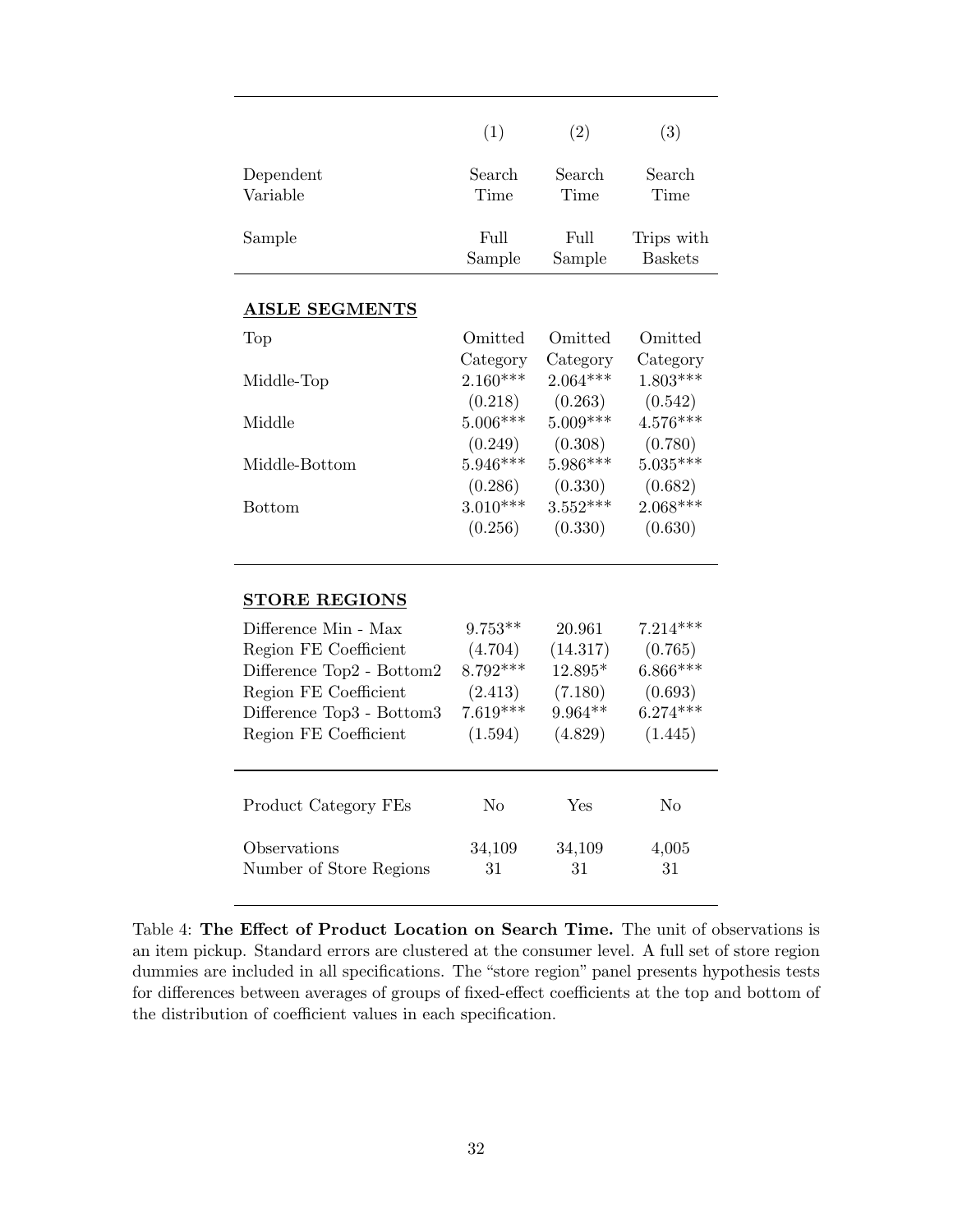| | (1) | (2) | (3) |
|---|---|---|---|
| Dependent Variable | Search Time | Search Time | Search Time |
| Sample | Full Sample | Full Sample | Trips with Baskets |
| **AISLE SEGMENTS** | | | |
| Top | Omitted Category | Omitted Category | Omitted Category |
| Middle-Top | 2.160*** | 2.064*** | 1.803*** |
| | (0.218) | (0.263) | (0.542) |
| Middle | 5.006*** | 5.009*** | 4.576*** |
| | (0.249) | (0.308) | (0.780) |
| Middle-Bottom | 5.946*** | 5.986*** | 5.035*** |
| | (0.286) | (0.330) | (0.682) |
| Bottom | 3.010*** | 3.552*** | 2.068*** |
| | (0.256) | (0.330) | (0.630) |
| **STORE REGIONS** | | | |
| Difference Min - Max | 9.753** | 20.961 | 7.214*** |
| Region FE Coefficient | (4.704) | (14.317) | (0.765) |
| Difference Top2 - Bottom2 | 8.792*** | 12.895* | 6.866*** |
| Region FE Coefficient | (2.413) | (7.180) | (0.693) |
| Difference Top3 - Bottom3 | 7.619*** | 9.964** | 6.274*** |
| Region FE Coefficient | (1.594) | (4.829) | (1.445) |
| Product Category FEs | No | Yes | No |
| Observations | 34,109 | 34,109 | 4,005 |
| Number of Store Regions | 31 | 31 | 31 |

Table 4: **The Effect of Product Location on Search Time.** The unit of observations is an item pickup. Standard errors are clustered at the consumer level. A full set of store region dummies are included in all specifications. The "store region" panel presents hypothesis tests for differences between averages of groups of fixed-effect coefficients at the top and bottom of the distribution of coefficient values in each specification.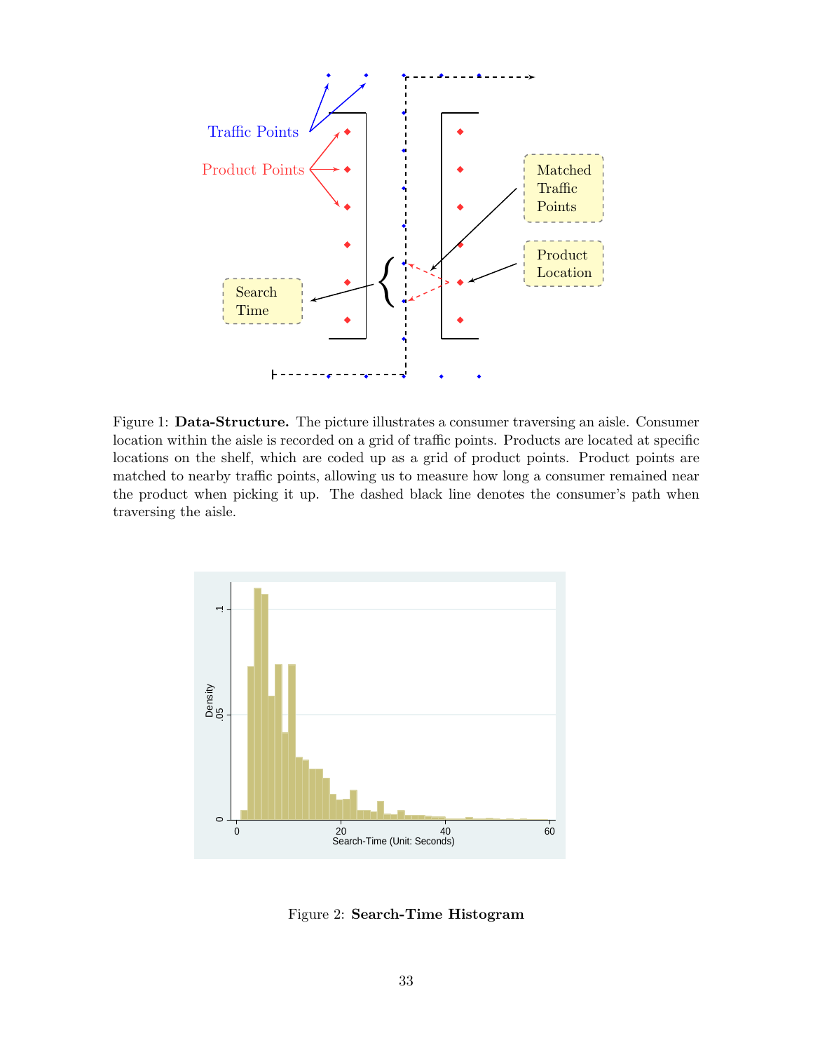Figure 1: **Data-Structure.** The picture illustrates a consumer traversing an aisle. Consumer location within the aisle is recorded on a grid of traffic points. Products are located at specific locations on the shelf, which are coded up as a grid of product points. Product points are matched to nearby traffic points, allowing us to measure how long a consumer remained near the product when picking it up. The dashed black line denotes the consumer's path when traversing the aisle.

Figure 2: **Search-Time Histogram**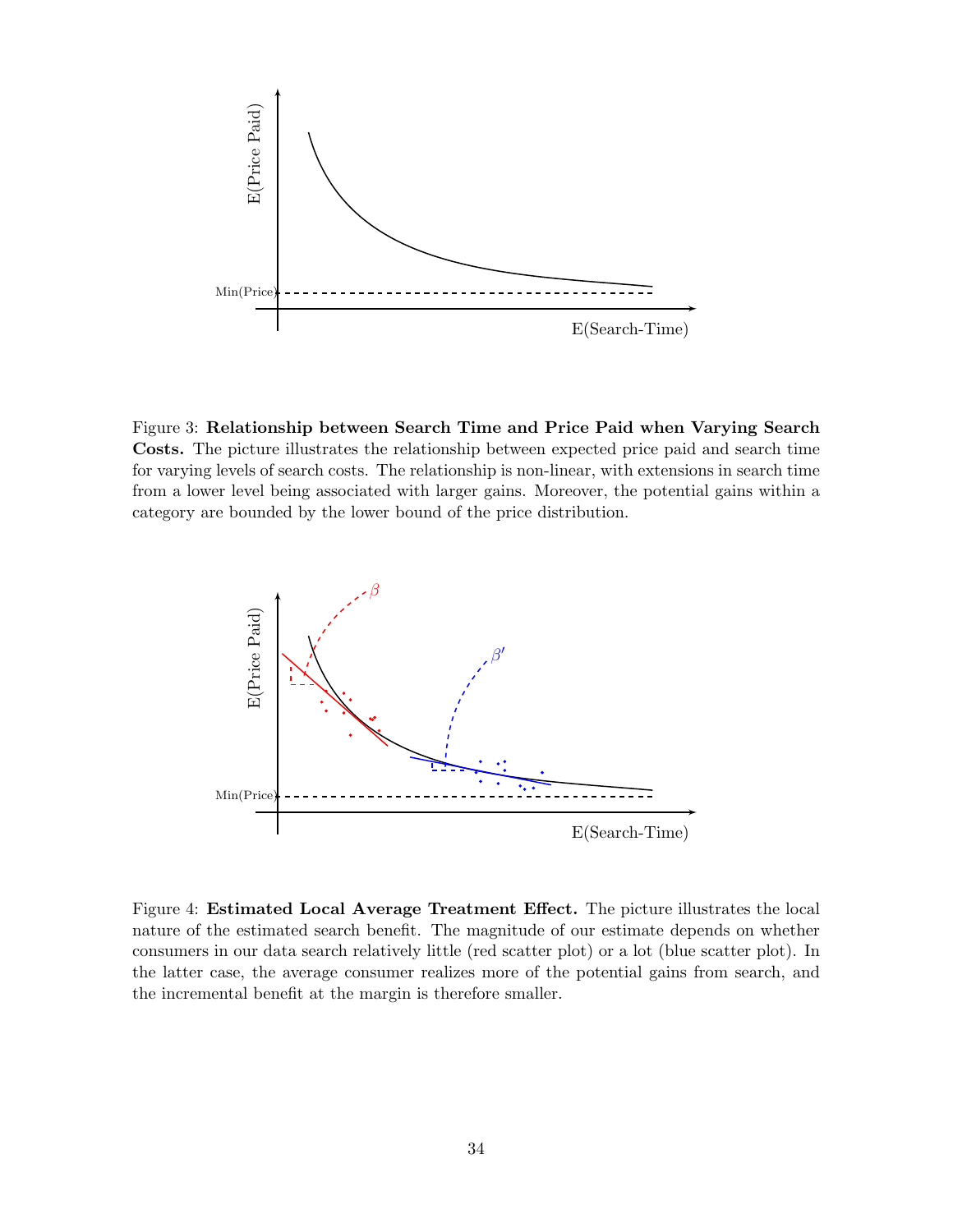Figure 3: **Relationship between Search Time and Price Paid when Varying Search Costs.** The picture illustrates the relationship between expected price paid and search time for varying levels of search costs. The relationship is non-linear, with extensions in search time from a lower level being associated with larger gains. Moreover, the potential gains within a category are bounded by the lower bound of the price distribution.

Figure 4: **Estimated Local Average Treatment Effect.** The picture illustrates the local nature of the estimated search benefit. The magnitude of our estimate depends on whether consumers in our data search relatively little (red scatter plot) or a lot (blue scatter plot). In the latter case, the average consumer realizes more of the potential gains from search, and the incremental benefit at the margin is therefore smaller.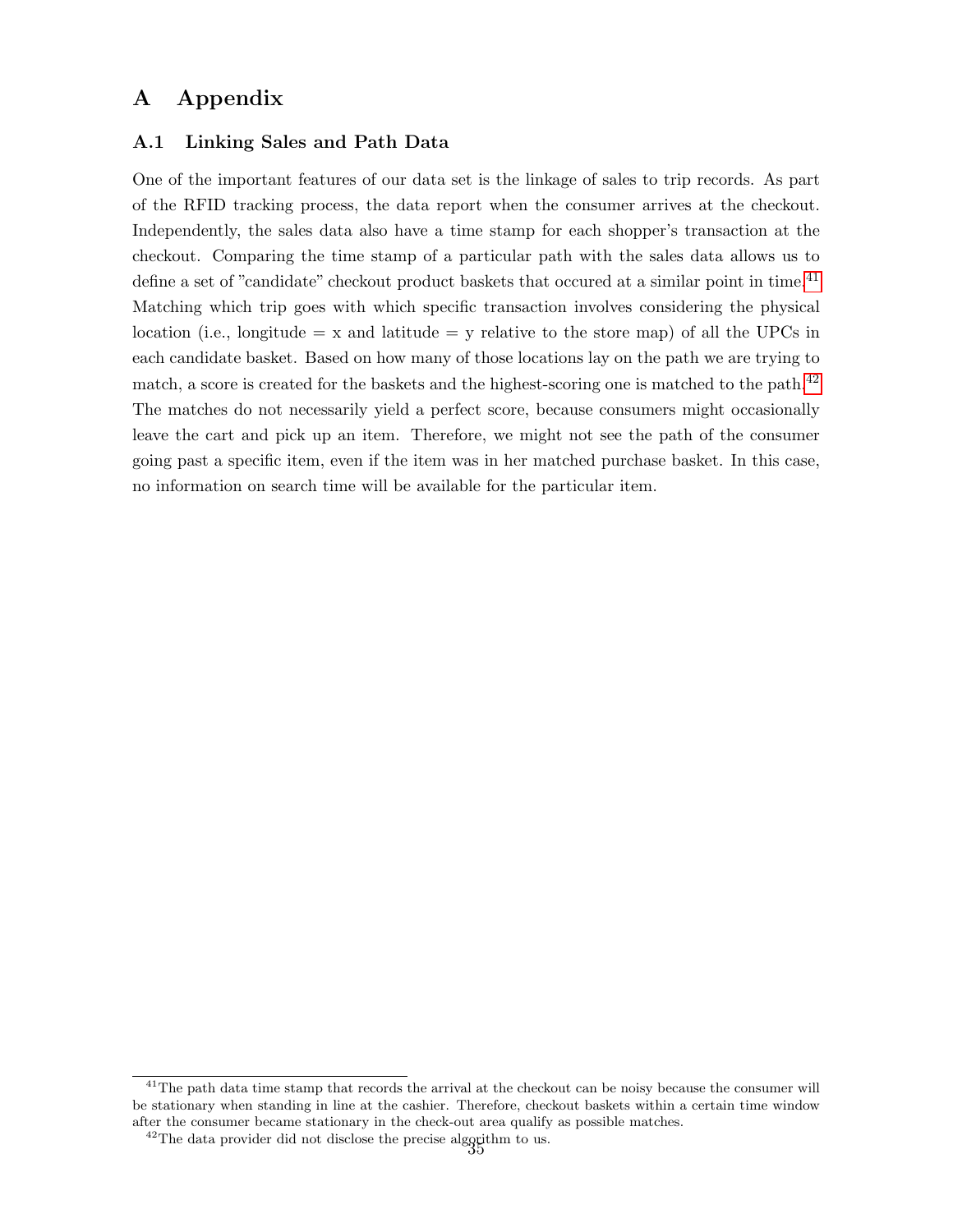# A Appendix

## A.1 Linking Sales and Path Data

One of the important features of our data set is the linkage of sales to trip records. As part of the RFID tracking process, the data report when the consumer arrives at the checkout. Independently, the sales data also have a time stamp for each shopper's transaction at the checkout. Comparing the time stamp of a particular path with the sales data allows us to define a set of "candidate" checkout product baskets that occured at a similar point in time.[41] Matching which trip goes with which specific transaction involves considering the physical location (i.e., longitude = x and latitude = y relative to the store map) of all the UPCs in each candidate basket. Based on how many of those locations lay on the path we are trying to match, a score is created for the baskets and the highest-scoring one is matched to the path.[42] The matches do not necessarily yield a perfect score, because consumers might occasionally leave the cart and pick up an item. Therefore, we might not see the path of the consumer going past a specific item, even if the item was in her matched purchase basket. In this case, no information on search time will be available for the particular item.

[41] The path data time stamp that records the arrival at the checkout can be noisy because the consumer will be stationary when standing in line at the cashier. Therefore, checkout baskets within a certain time window after the consumer became stationary in the check-out area qualify as possible matches.

[42] The data provider did not disclose the precise algorithm to us.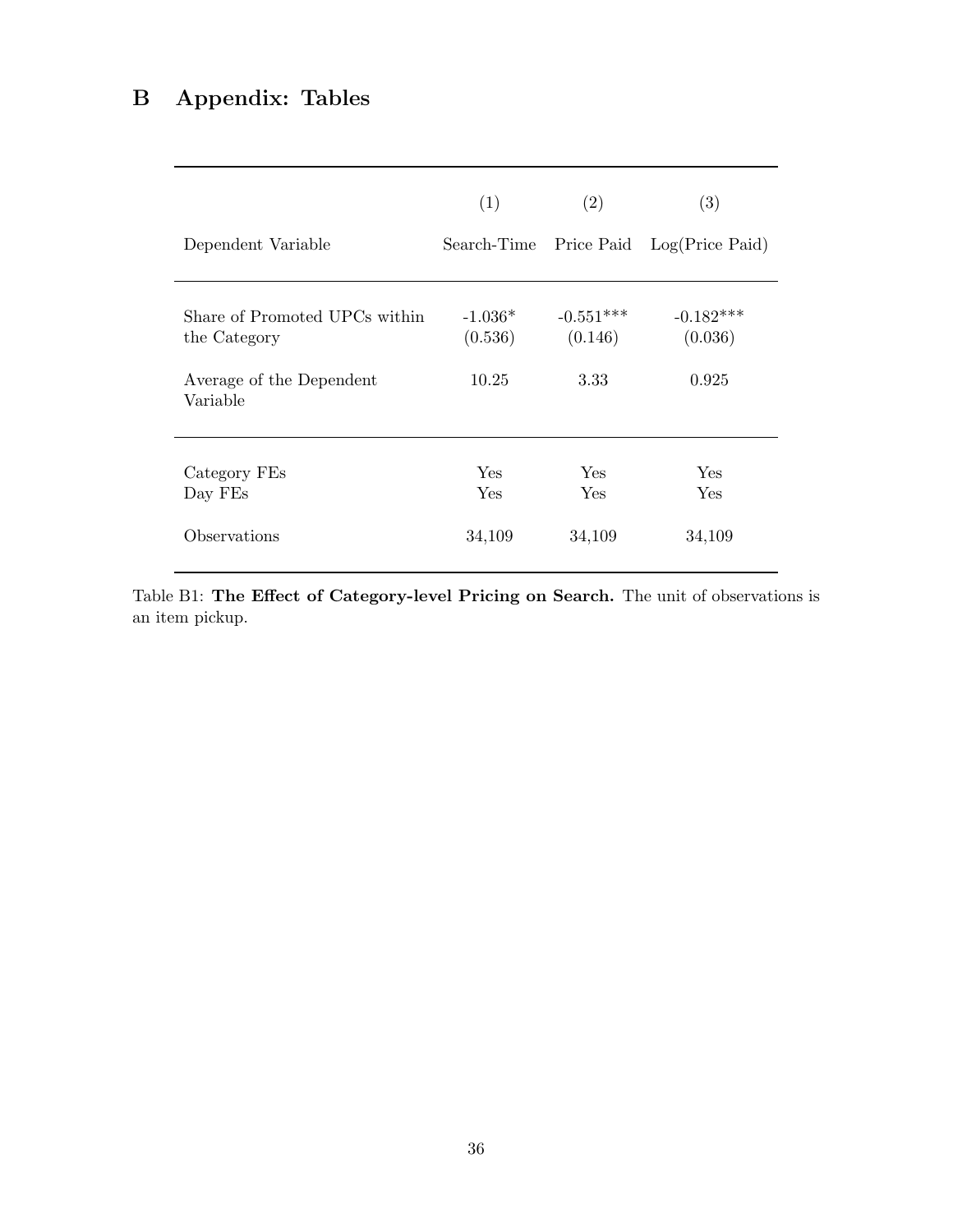# B Appendix: Tables

| | (1) | (2) | (3) |
|---|---|---|---|
| Dependent Variable | Search-Time | Price Paid | Log(Price Paid) |
| Share of Promoted UPCs within the Category | -1.036* | -0.551*** | -0.182*** |
| | (0.536) | (0.146) | (0.036) |
| Average of the Dependent Variable | 10.25 | 3.33 | 0.925 |
| Category FEs | Yes | Yes | Yes |
| Day FEs | Yes | Yes | Yes |
| Observations | 34,109 | 34,109 | 34,109 |

Table B1: **The Effect of Category-level Pricing on Search.** The unit of observations is an item pickup.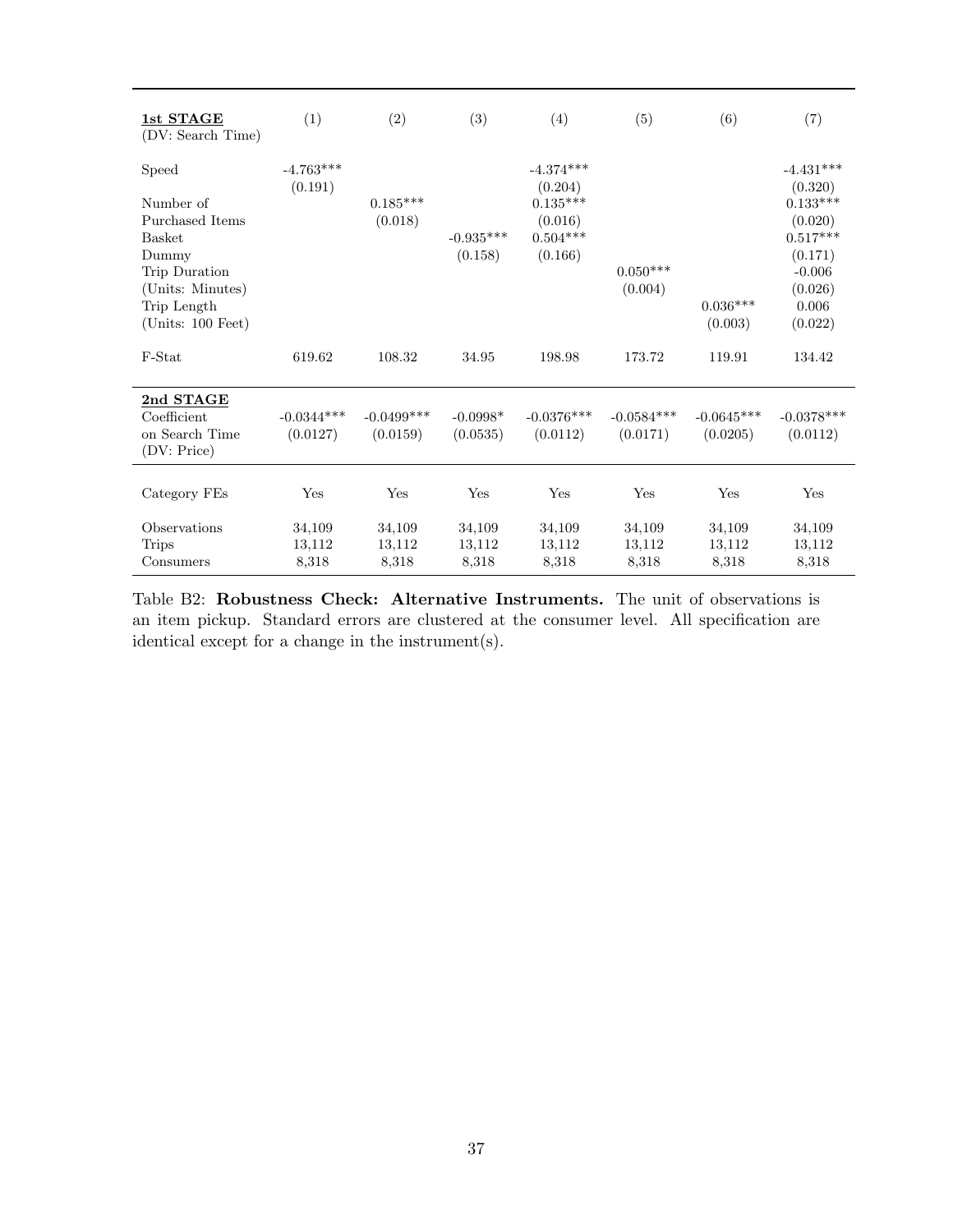| **1st STAGE** (DV: Search Time) | (1) | (2) | (3) | (4) | (5) | (6) | (7) |
|---|---|---|---|---|---|---|---|
| Speed | -4.763*** | | | -4.374*** | | | -4.431*** |
| | (0.191) | | | (0.204) | | | (0.320) |
| Number of Purchased Items | | 0.185*** | | 0.135*** | | | 0.133*** |
| | | (0.018) | | (0.016) | | | (0.020) |
| Basket Dummy | | | -0.935*** | 0.504*** | | | 0.517*** |
| | | | (0.158) | (0.166) | | | (0.171) |
| Trip Duration (Units: Minutes) | | | | | 0.050*** | | -0.006 |
| | | | | | (0.004) | | (0.026) |
| Trip Length (Units: 100 Feet) | | | | | | 0.036*** | 0.006 |
| | | | | | | (0.003) | (0.022) |
| F-Stat | 619.62 | 108.32 | 34.95 | 198.98 | 173.72 | 119.91 | 134.42 |
| **2nd STAGE** | | | | | | | |
| Coefficient on Search Time (DV: Price) | -0.0344*** | -0.0499*** | -0.0998* | -0.0376*** | -0.0584*** | -0.0645*** | -0.0378*** |
| | (0.0127) | (0.0159) | (0.0535) | (0.0112) | (0.0171) | (0.0205) | (0.0112) |
| Category FEs | Yes | Yes | Yes | Yes | Yes | Yes | Yes |
| Observations | 34,109 | 34,109 | 34,109 | 34,109 | 34,109 | 34,109 | 34,109 |
| Trips | 13,112 | 13,112 | 13,112 | 13,112 | 13,112 | 13,112 | 13,112 |
| Consumers | 8,318 | 8,318 | 8,318 | 8,318 | 8,318 | 8,318 | 8,318 |

Table B2: **Robustness Check: Alternative Instruments.** The unit of observations is an item pickup. Standard errors are clustered at the consumer level. All specification are identical except for a change in the instrument(s).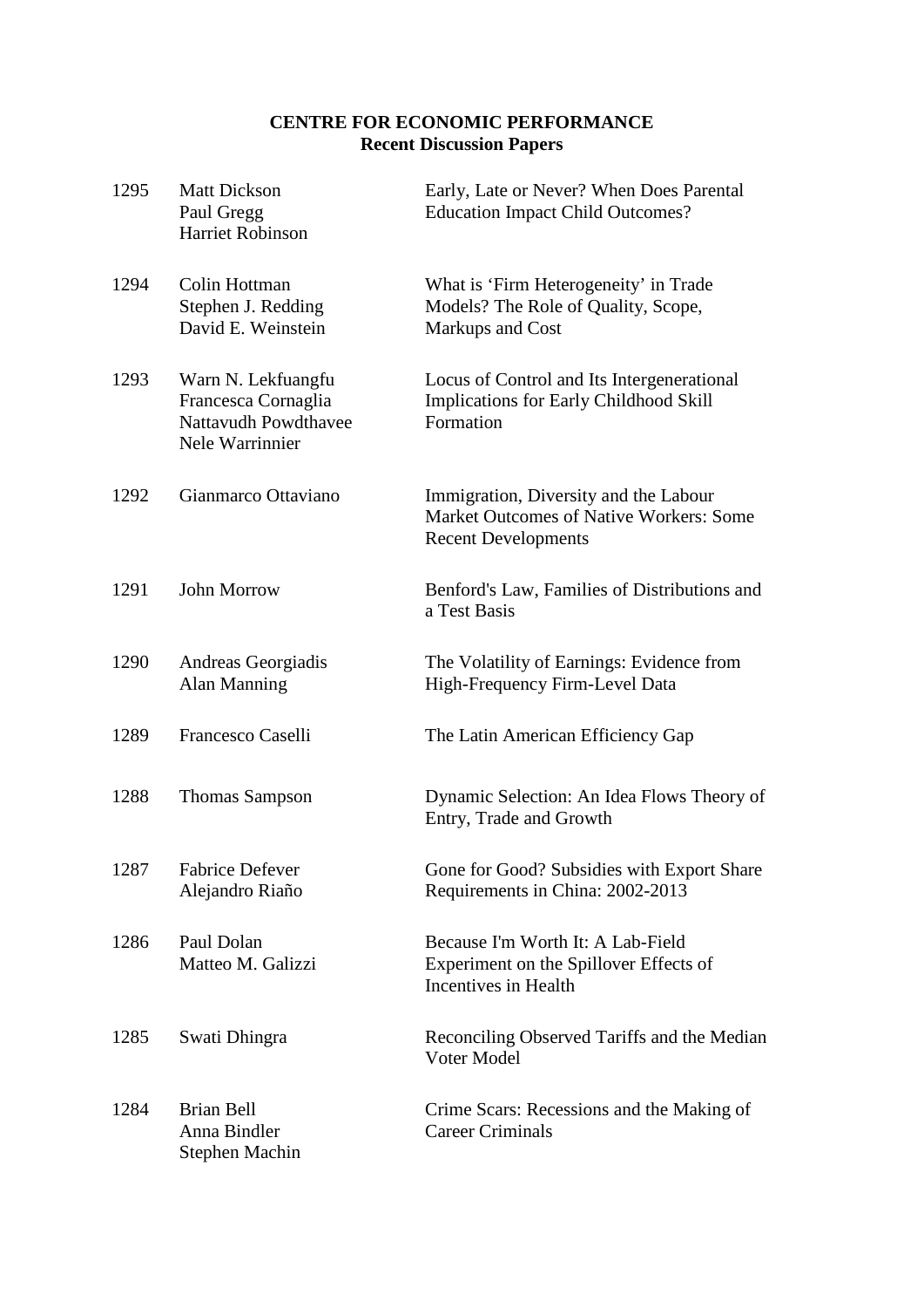**CENTRE FOR ECONOMIC PERFORMANCE**
**Recent Discussion Papers**

| | | |
|---|---|---|
| 1295 | Matt Dickson<br>Paul Gregg<br>Harriet Robinson | Early, Late or Never? When Does Parental Education Impact Child Outcomes? |
| 1294 | Colin Hottman<br>Stephen J. Redding<br>David E. Weinstein | What is 'Firm Heterogeneity' in Trade Models? The Role of Quality, Scope, Markups and Cost |
| 1293 | Warn N. Lekfuangfu<br>Francesca Cornaglia<br>Nattavudh Powdthavee<br>Nele Warrinnier | Locus of Control and Its Intergenerational Implications for Early Childhood Skill Formation |
| 1292 | Gianmarco Ottaviano | Immigration, Diversity and the Labour Market Outcomes of Native Workers: Some Recent Developments |
| 1291 | John Morrow | Benford's Law, Families of Distributions and a Test Basis |
| 1290 | Andreas Georgiadis<br>Alan Manning | The Volatility of Earnings: Evidence from High-Frequency Firm-Level Data |
| 1289 | Francesco Caselli | The Latin American Efficiency Gap |
| 1288 | Thomas Sampson | Dynamic Selection: An Idea Flows Theory of Entry, Trade and Growth |
| 1287 | Fabrice Defever<br>Alejandro Riaño | Gone for Good? Subsidies with Export Share Requirements in China: 2002-2013 |
| 1286 | Paul Dolan<br>Matteo M. Galizzi | Because I'm Worth It: A Lab-Field Experiment on the Spillover Effects of Incentives in Health |
| 1285 | Swati Dhingra | Reconciling Observed Tariffs and the Median Voter Model |
| 1284 | Brian Bell<br>Anna Bindler<br>Stephen Machin | Crime Scars: Recessions and the Making of Career Criminals |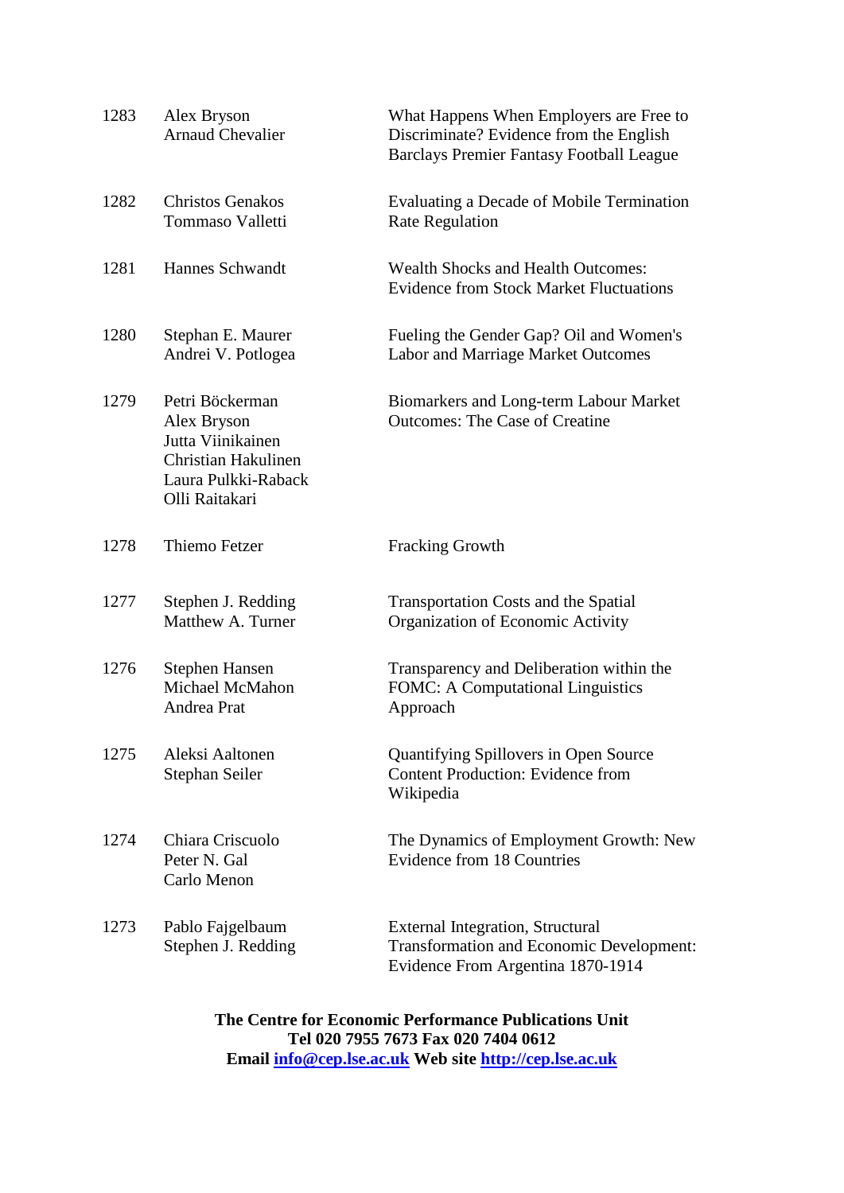| | | |
|---|---|---|
| 1283 | Alex Bryson<br>Arnaud Chevalier | What Happens When Employers are Free to Discriminate? Evidence from the English Barclays Premier Fantasy Football League |
| 1282 | Christos Genakos<br>Tommaso Valletti | Evaluating a Decade of Mobile Termination Rate Regulation |
| 1281 | Hannes Schwandt | Wealth Shocks and Health Outcomes: Evidence from Stock Market Fluctuations |
| 1280 | Stephan E. Maurer<br>Andrei V. Potlogea | Fueling the Gender Gap? Oil and Women's Labor and Marriage Market Outcomes |
| 1279 | Petri Böckerman<br>Alex Bryson<br>Jutta Viinikainen<br>Christian Hakulinen<br>Laura Pulkki-Raback<br>Olli Raitakari | Biomarkers and Long-term Labour Market Outcomes: The Case of Creatine |
| 1278 | Thiemo Fetzer | Fracking Growth |
| 1277 | Stephen J. Redding<br>Matthew A. Turner | Transportation Costs and the Spatial Organization of Economic Activity |
| 1276 | Stephen Hansen<br>Michael McMahon<br>Andrea Prat | Transparency and Deliberation within the FOMC: A Computational Linguistics Approach |
| 1275 | Aleksi Aaltonen<br>Stephan Seiler | Quantifying Spillovers in Open Source Content Production: Evidence from Wikipedia |
| 1274 | Chiara Criscuolo<br>Peter N. Gal<br>Carlo Menon | The Dynamics of Employment Growth: New Evidence from 18 Countries |
| 1273 | Pablo Fajgelbaum<br>Stephen J. Redding | External Integration, Structural Transformation and Economic Development: Evidence From Argentina 1870-1914 |

**The Centre for Economic Performance Publications Unit**
**Tel 020 7955 7673 Fax 020 7404 0612**
**Email [info@cep.lse.ac.uk](mailto:info@cep.lse.ac.uk) Web site [http://cep.lse.ac.uk](http://cep.lse.ac.uk)**